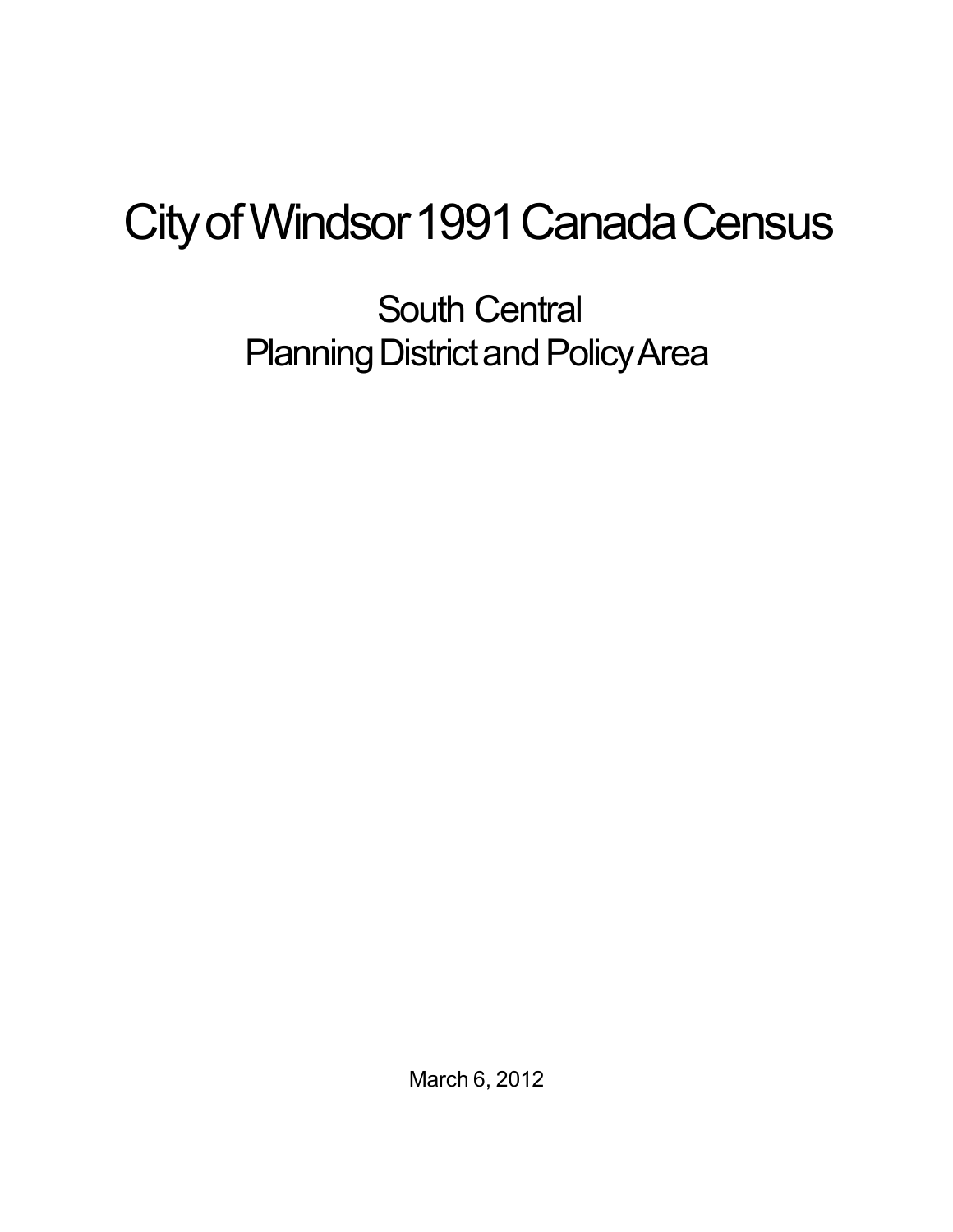# City of Windsor 1991 Canada Census

## South Central
## Planning District and Policy Area

March 6, 2012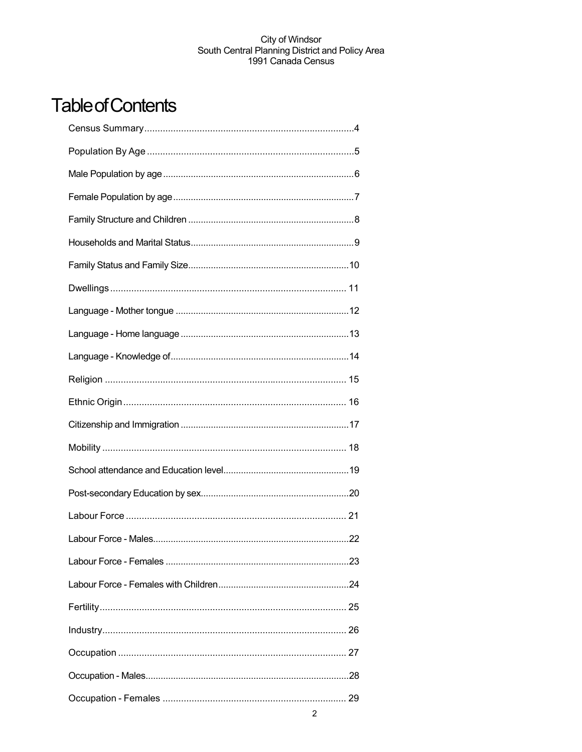# Table of Contents

| Section | Page |
|---|---|
| Census Summary | 4 |
| Population By Age | 5 |
| Male Population by age | 6 |
| Female Population by age | 7 |
| Family Structure and Children | 8 |
| Households and Marital Status | 9 |
| Family Status and Family Size | 10 |
| Dwellings | 11 |
| Language - Mother tongue | 12 |
| Language - Home language | 13 |
| Language - Knowledge of | 14 |
| Religion | 15 |
| Ethnic Origin | 16 |
| Citizenship and Immigration | 17 |
| Mobility | 18 |
| School attendance and Education level | 19 |
| Post-secondary Education by sex | 20 |
| Labour Force | 21 |
| Labour Force - Males | 22 |
| Labour Force - Females | 23 |
| Labour Force - Females with Children | 24 |
| Fertility | 25 |
| Industry | 26 |
| Occupation | 27 |
| Occupation - Males | 28 |
| Occupation - Females | 29 |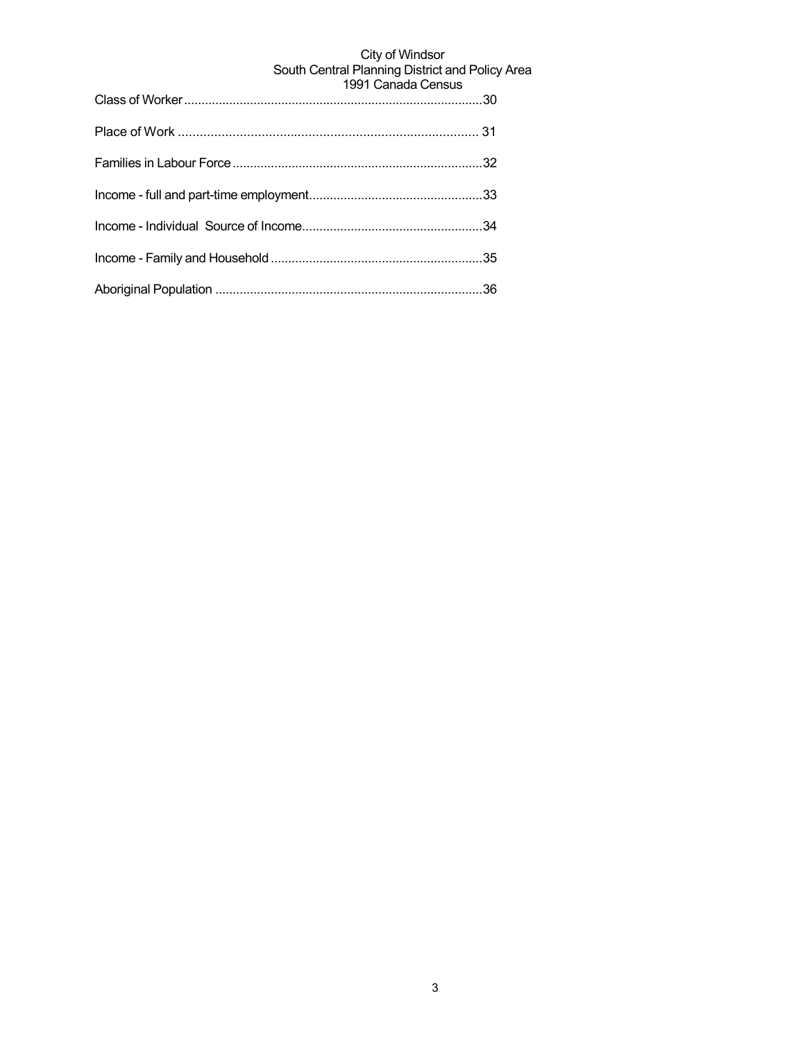Class of Worker......................................................................................30

Place of Work .................................................................................... 31

Families in Labour Force.......................................................................32

Income - full and part-time employment.................................................33

Income - Individual Source of Income....................................................34

Income - Family and Household.............................................................35

Aboriginal Population ............................................................................36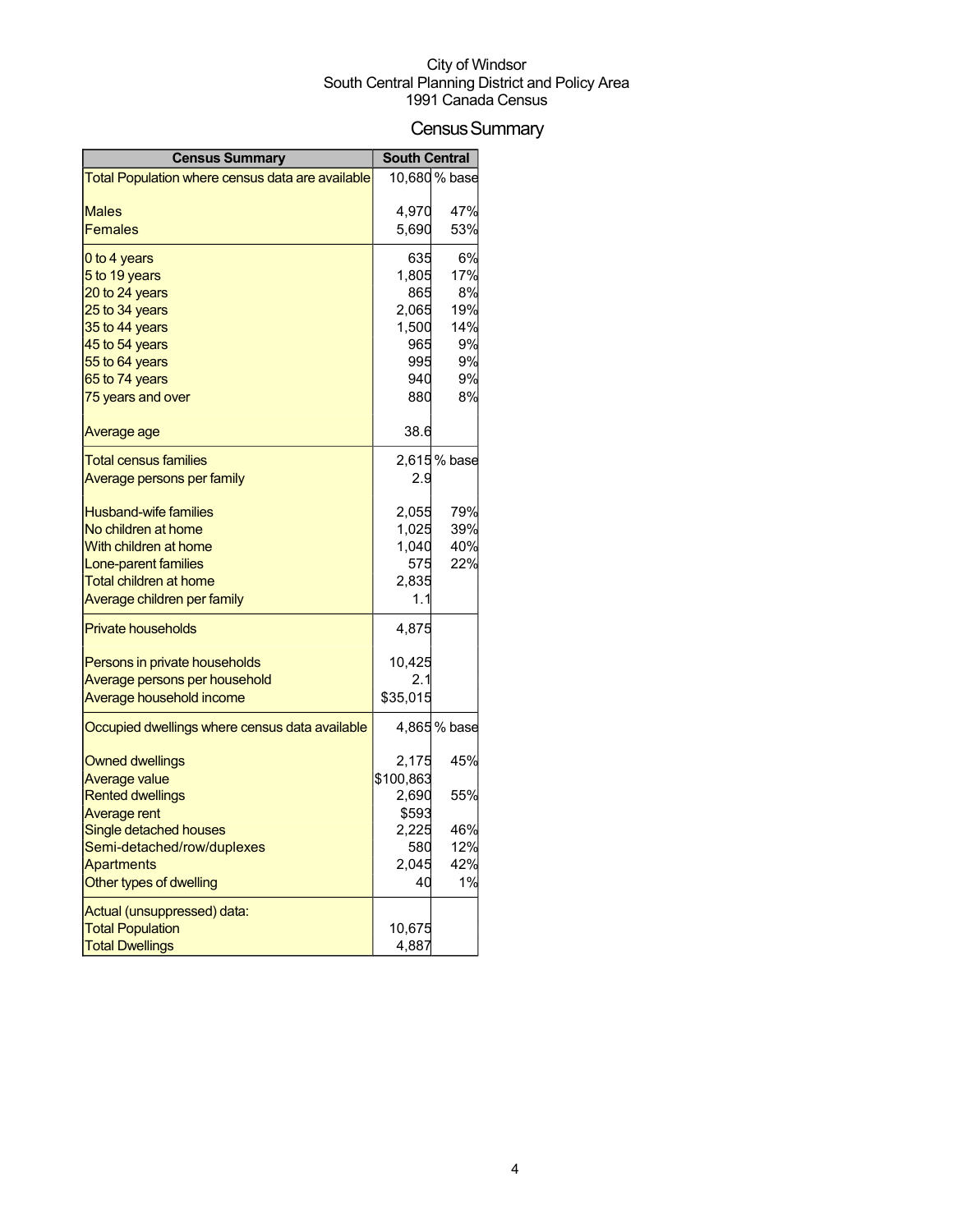City of Windsor
South Central Planning District and Policy Area
1991 Canada Census

# Census Summary

| Census Summary | South Central | |
|---|---|---|
| Total Population where census data are available | 10,680 | % base |
| Males | 4,970 | 47% |
| Females | 5,690 | 53% |
| 0 to 4 years | 635 | 6% |
| 5 to 19 years | 1,805 | 17% |
| 20 to 24 years | 865 | 8% |
| 25 to 34 years | 2,065 | 19% |
| 35 to 44 years | 1,500 | 14% |
| 45 to 54 years | 965 | 9% |
| 55 to 64 years | 995 | 9% |
| 65 to 74 years | 940 | 9% |
| 75 years and over | 880 | 8% |
| Average age | 38.6 | |
| Total census families | 2,615 | % base |
| Average persons per family | 2.9 | |
| Husband-wife families | 2,055 | 79% |
| No children at home | 1,025 | 39% |
| With children at home | 1,040 | 40% |
| Lone-parent families | 575 | 22% |
| Total children at home | 2,835 | |
| Average children per family | 1.1 | |
| Private households | 4,875 | |
| Persons in private households | 10,425 | |
| Average persons per household | 2.1 | |
| Average household income | $35,015 | |
| Occupied dwellings where census data available | 4,865 | % base |
| Owned dwellings | 2,175 | 45% |
| Average value | $100,863 | |
| Rented dwellings | 2,690 | 55% |
| Average rent | $593 | |
| Single detached houses | 2,225 | 46% |
| Semi-detached/row/duplexes | 580 | 12% |
| Apartments | 2,045 | 42% |
| Other types of dwelling | 40 | 1% |
| Actual (unsuppressed) data: | | |
| Total Population | 10,675 | |
| Total Dwellings | 4,887 | |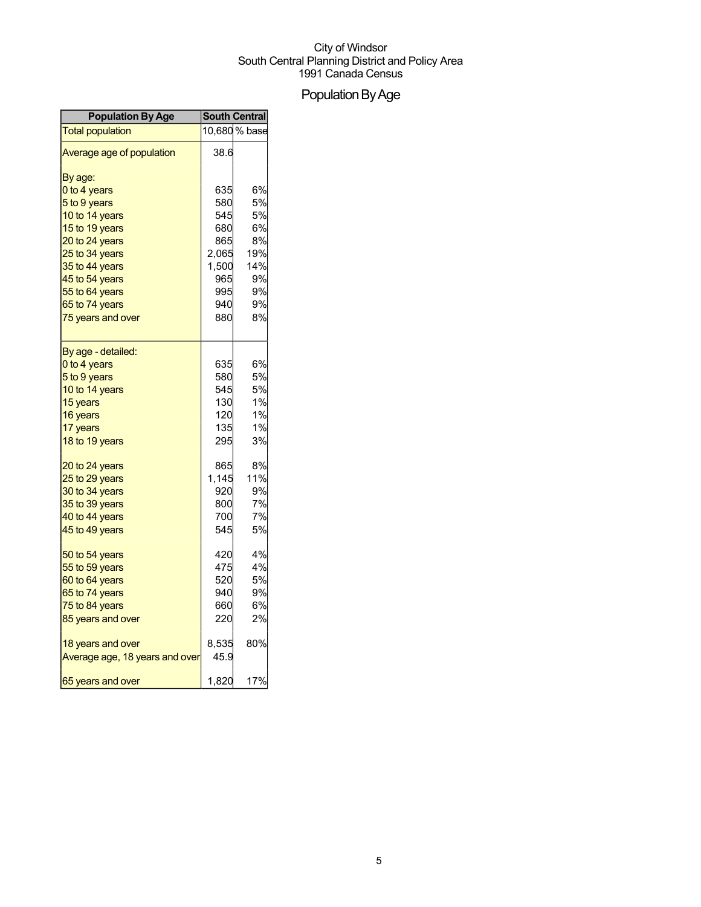City of Windsor
South Central Planning District and Policy Area
1991 Canada Census

# Population By Age

| Population By Age | South Central | |
|---|---|---|
| Total population | 10,680 | % base |
| Average age of population | 38.6 | |
| By age: | | |
| 0 to 4 years | 635 | 6% |
| 5 to 9 years | 580 | 5% |
| 10 to 14 years | 545 | 5% |
| 15 to 19 years | 680 | 6% |
| 20 to 24 years | 865 | 8% |
| 25 to 34 years | 2,065 | 19% |
| 35 to 44 years | 1,500 | 14% |
| 45 to 54 years | 965 | 9% |
| 55 to 64 years | 995 | 9% |
| 65 to 74 years | 940 | 9% |
| 75 years and over | 880 | 8% |
| By age - detailed: | | |
| 0 to 4 years | 635 | 6% |
| 5 to 9 years | 580 | 5% |
| 10 to 14 years | 545 | 5% |
| 15 years | 130 | 1% |
| 16 years | 120 | 1% |
| 17 years | 135 | 1% |
| 18 to 19 years | 295 | 3% |
| 20 to 24 years | 865 | 8% |
| 25 to 29 years | 1,145 | 11% |
| 30 to 34 years | 920 | 9% |
| 35 to 39 years | 800 | 7% |
| 40 to 44 years | 700 | 7% |
| 45 to 49 years | 545 | 5% |
| 50 to 54 years | 420 | 4% |
| 55 to 59 years | 475 | 4% |
| 60 to 64 years | 520 | 5% |
| 65 to 74 years | 940 | 9% |
| 75 to 84 years | 660 | 6% |
| 85 years and over | 220 | 2% |
| 18 years and over | 8,535 | 80% |
| Average age, 18 years and over | 45.9 | |
| 65 years and over | 1,820 | 17% |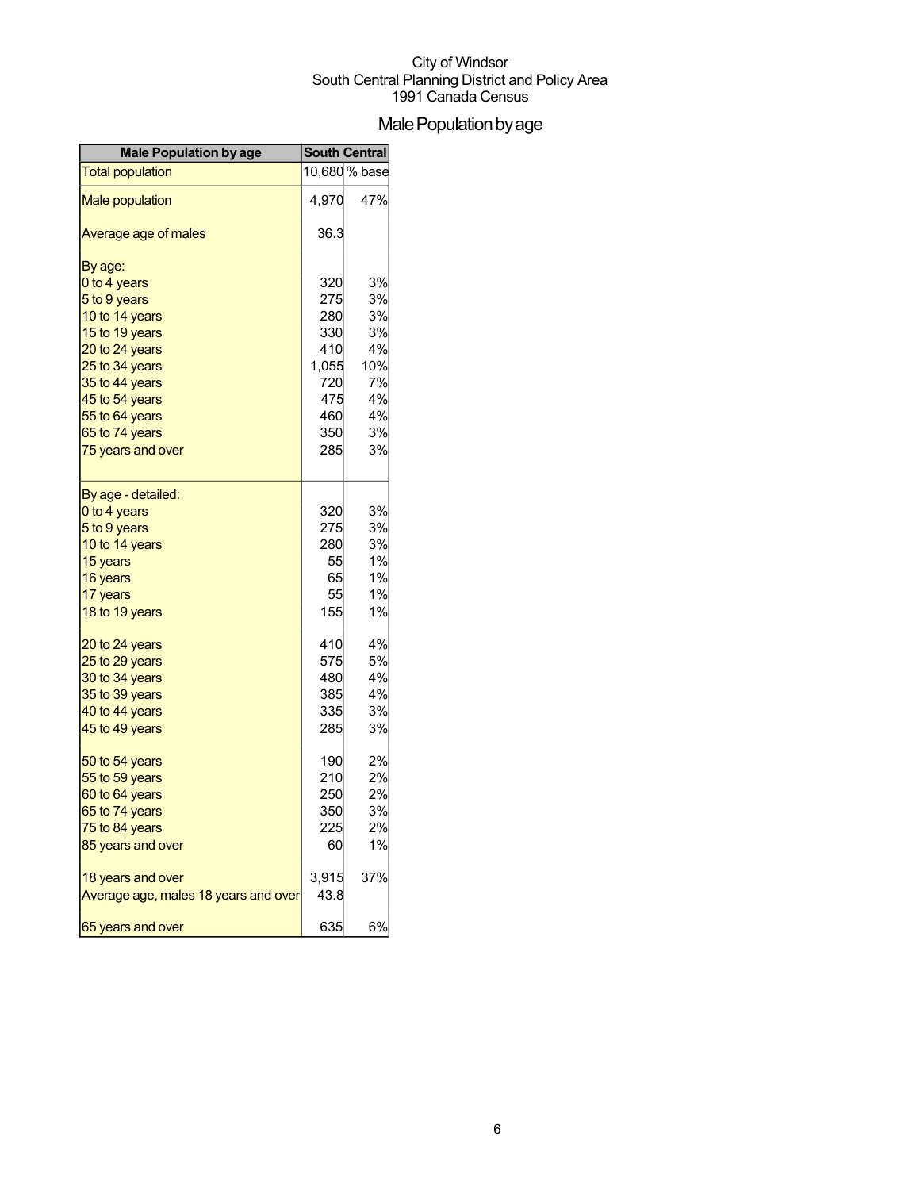City of Windsor
South Central Planning District and Policy Area
1991 Canada Census

# Male Population by age

| Male Population by age | South Central | |
|---|---|---|
| Total population | 10,680 | % base |
| Male population | 4,970 | 47% |
| Average age of males | 36.3 | |
| By age: | | |
| 0 to 4 years | 320 | 3% |
| 5 to 9 years | 275 | 3% |
| 10 to 14 years | 280 | 3% |
| 15 to 19 years | 330 | 3% |
| 20 to 24 years | 410 | 4% |
| 25 to 34 years | 1,055 | 10% |
| 35 to 44 years | 720 | 7% |
| 45 to 54 years | 475 | 4% |
| 55 to 64 years | 460 | 4% |
| 65 to 74 years | 350 | 3% |
| 75 years and over | 285 | 3% |
| By age - detailed: | | |
| 0 to 4 years | 320 | 3% |
| 5 to 9 years | 275 | 3% |
| 10 to 14 years | 280 | 3% |
| 15 years | 55 | 1% |
| 16 years | 65 | 1% |
| 17 years | 55 | 1% |
| 18 to 19 years | 155 | 1% |
| 20 to 24 years | 410 | 4% |
| 25 to 29 years | 575 | 5% |
| 30 to 34 years | 480 | 4% |
| 35 to 39 years | 385 | 4% |
| 40 to 44 years | 335 | 3% |
| 45 to 49 years | 285 | 3% |
| 50 to 54 years | 190 | 2% |
| 55 to 59 years | 210 | 2% |
| 60 to 64 years | 250 | 2% |
| 65 to 74 years | 350 | 3% |
| 75 to 84 years | 225 | 2% |
| 85 years and over | 60 | 1% |
| 18 years and over | 3,915 | 37% |
| Average age, males 18 years and over | 43.8 | |
| 65 years and over | 635 | 6% |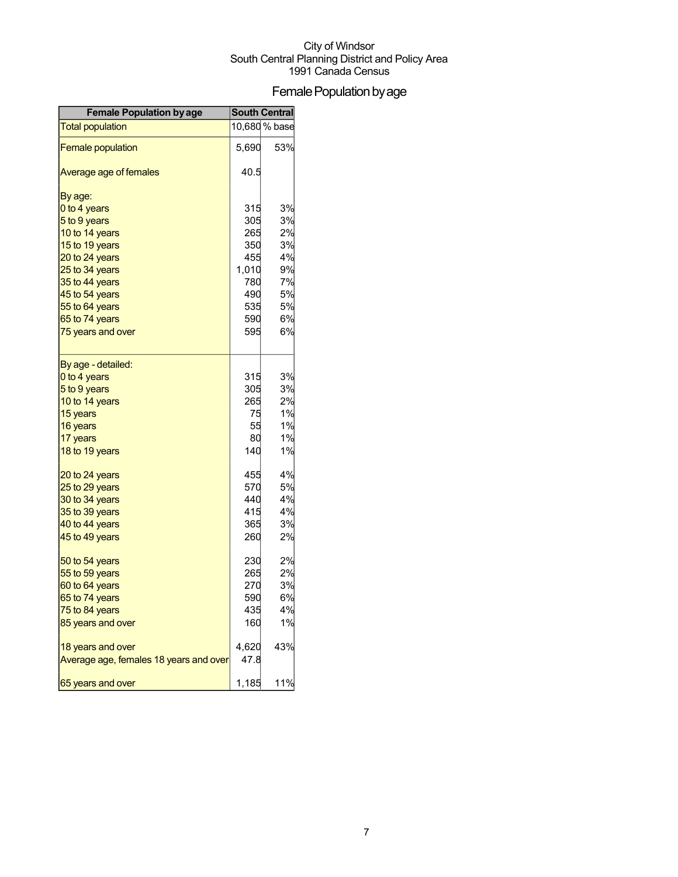City of Windsor
South Central Planning District and Policy Area
1991 Canada Census

# Female Population by age

| Female Population by age | South Central | |
|---|---|---|
| Total population | 10,680 | % base |
| Female population | 5,690 | 53% |
| Average age of females | 40.5 | |
| By age: | | |
| 0 to 4 years | 315 | 3% |
| 5 to 9 years | 305 | 3% |
| 10 to 14 years | 265 | 2% |
| 15 to 19 years | 350 | 3% |
| 20 to 24 years | 455 | 4% |
| 25 to 34 years | 1,010 | 9% |
| 35 to 44 years | 780 | 7% |
| 45 to 54 years | 490 | 5% |
| 55 to 64 years | 535 | 5% |
| 65 to 74 years | 590 | 6% |
| 75 years and over | 595 | 6% |
| By age - detailed: | | |
| 0 to 4 years | 315 | 3% |
| 5 to 9 years | 305 | 3% |
| 10 to 14 years | 265 | 2% |
| 15 years | 75 | 1% |
| 16 years | 55 | 1% |
| 17 years | 80 | 1% |
| 18 to 19 years | 140 | 1% |
| 20 to 24 years | 455 | 4% |
| 25 to 29 years | 570 | 5% |
| 30 to 34 years | 440 | 4% |
| 35 to 39 years | 415 | 4% |
| 40 to 44 years | 365 | 3% |
| 45 to 49 years | 260 | 2% |
| 50 to 54 years | 230 | 2% |
| 55 to 59 years | 265 | 2% |
| 60 to 64 years | 270 | 3% |
| 65 to 74 years | 590 | 6% |
| 75 to 84 years | 435 | 4% |
| 85 years and over | 160 | 1% |
| 18 years and over | 4,620 | 43% |
| Average age, females 18 years and over | 47.8 | |
| 65 years and over | 1,185 | 11% |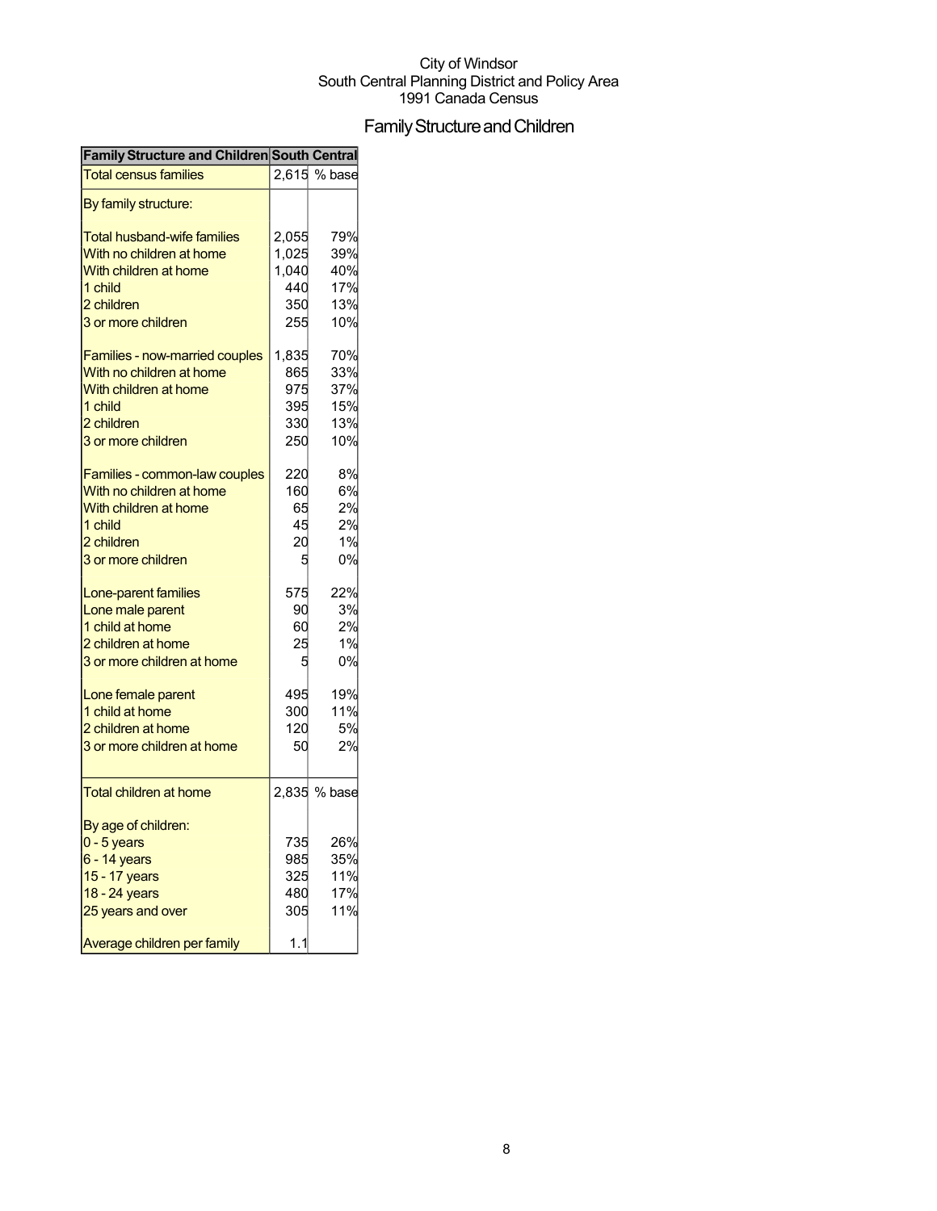City of Windsor
South Central Planning District and Policy Area
1991 Canada Census

# Family Structure and Children

| Family Structure and Children | South Central | |
|---|---|---|
| Total census families | 2,615 | % base |
| By family structure: | | |
| Total husband-wife families | 2,055 | 79% |
| With no children at home | 1,025 | 39% |
| With children at home | 1,040 | 40% |
| 1 child | 440 | 17% |
| 2 children | 350 | 13% |
| 3 or more children | 255 | 10% |
| Families - now-married couples | 1,835 | 70% |
| With no children at home | 865 | 33% |
| With children at home | 975 | 37% |
| 1 child | 395 | 15% |
| 2 children | 330 | 13% |
| 3 or more children | 250 | 10% |
| Families - common-law couples | 220 | 8% |
| With no children at home | 160 | 6% |
| With children at home | 65 | 2% |
| 1 child | 45 | 2% |
| 2 children | 20 | 1% |
| 3 or more children | 5 | 0% |
| Lone-parent families | 575 | 22% |
| Lone male parent | 90 | 3% |
| 1 child at home | 60 | 2% |
| 2 children at home | 25 | 1% |
| 3 or more children at home | 5 | 0% |
| Lone female parent | 495 | 19% |
| 1 child at home | 300 | 11% |
| 2 children at home | 120 | 5% |
| 3 or more children at home | 50 | 2% |
| Total children at home | 2,835 | % base |
| By age of children: | | |
| 0 - 5 years | 735 | 26% |
| 6 - 14 years | 985 | 35% |
| 15 - 17 years | 325 | 11% |
| 18 - 24 years | 480 | 17% |
| 25 years and over | 305 | 11% |
| Average children per family | 1.1 | |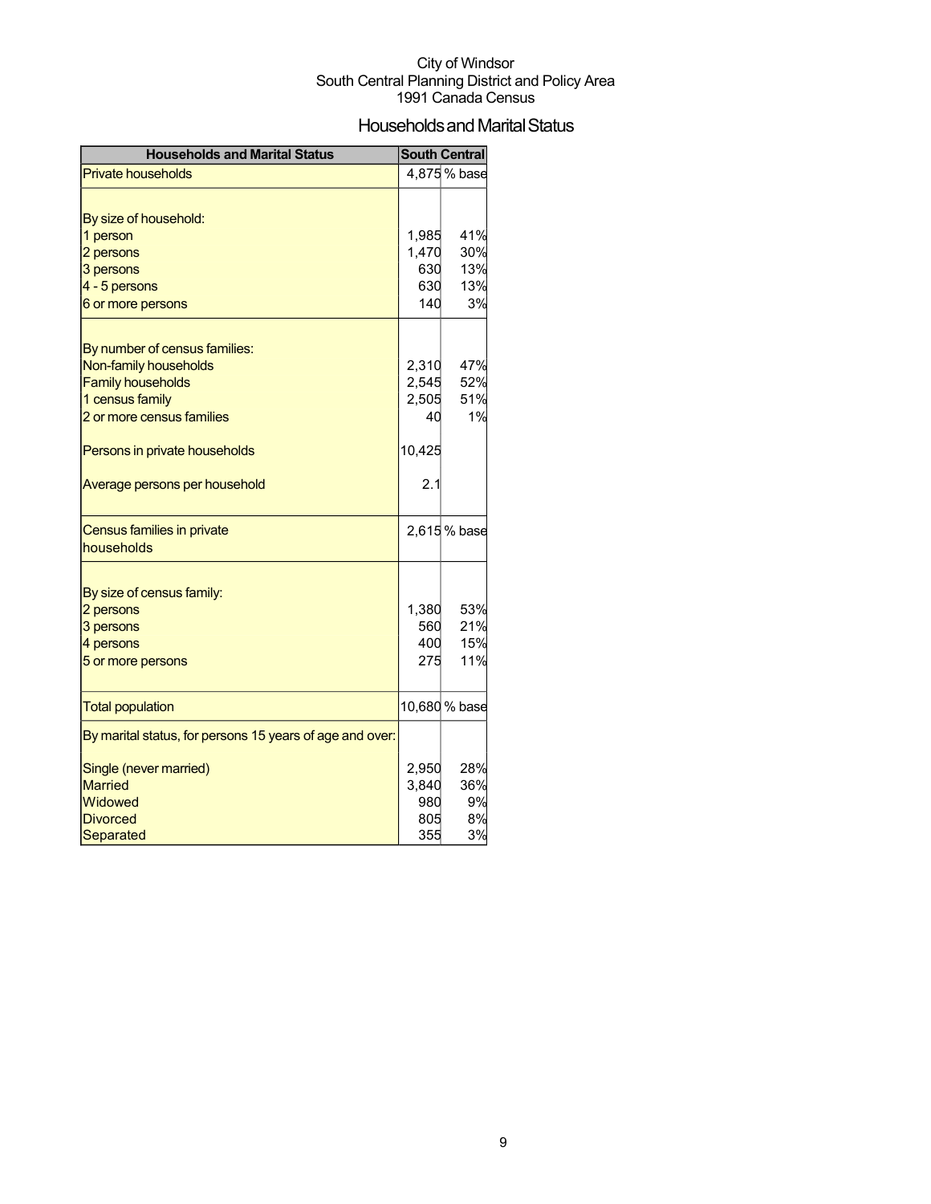City of Windsor
South Central Planning District and Policy Area
1991 Canada Census

# Households and Marital Status

| Households and Marital Status | South Central | |
|---|---|---|
| Private households | 4,875 | % base |
| | | |
| By size of household: | | |
| 1 person | 1,985 | 41% |
| 2 persons | 1,470 | 30% |
| 3 persons | 630 | 13% |
| 4 - 5 persons | 630 | 13% |
| 6 or more persons | 140 | 3% |
| | | |
| By number of census families: | | |
| Non-family households | 2,310 | 47% |
| Family households | 2,545 | 52% |
| 1 census family | 2,505 | 51% |
| 2 or more census families | 40 | 1% |
| | | |
| Persons in private households | 10,425 | |
| | | |
| Average persons per household | 2.1 | |
| | | |
| Census families in private households | 2,615 | % base |
| | | |
| By size of census family: | | |
| 2 persons | 1,380 | 53% |
| 3 persons | 560 | 21% |
| 4 persons | 400 | 15% |
| 5 or more persons | 275 | 11% |
| | | |
| Total population | 10,680 | % base |
| By marital status, for persons 15 years of age and over: | | |
| Single (never married) | 2,950 | 28% |
| Married | 3,840 | 36% |
| Widowed | 980 | 9% |
| Divorced | 805 | 8% |
| Separated | 355 | 3% |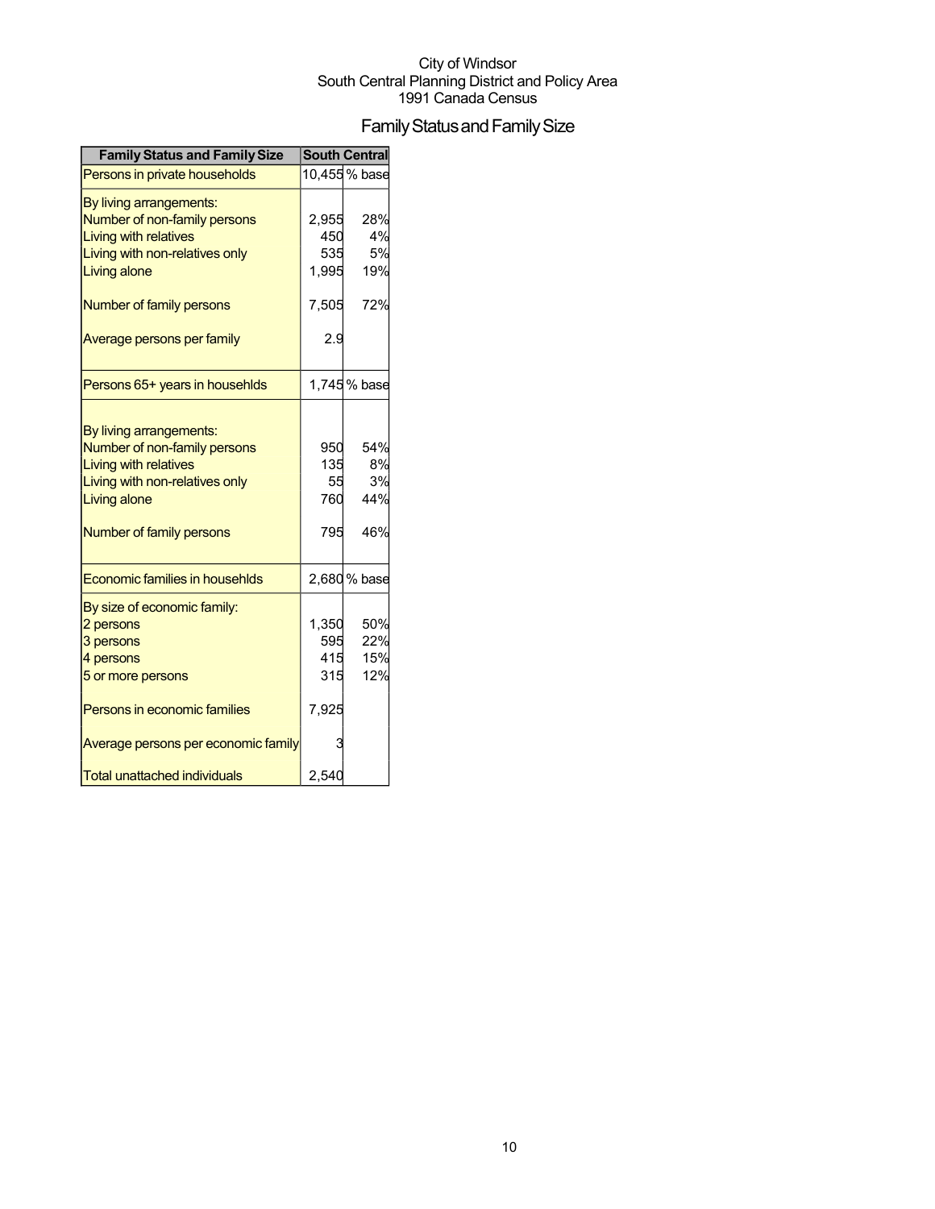City of Windsor
South Central Planning District and Policy Area
1991 Canada Census

# Family Status and Family Size

| Family Status and Family Size | South Central | |
|---|---|---|
| Persons in private households | 10,455 | % base |
| By living arrangements: | | |
| Number of non-family persons | 2,955 | 28% |
| Living with relatives | 450 | 4% |
| Living with non-relatives only | 535 | 5% |
| Living alone | 1,995 | 19% |
| Number of family persons | 7,505 | 72% |
| Average persons per family | 2.9 | |
| Persons 65+ years in househlds | 1,745 | % base |
| By living arrangements: | | |
| Number of non-family persons | 950 | 54% |
| Living with relatives | 135 | 8% |
| Living with non-relatives only | 55 | 3% |
| Living alone | 760 | 44% |
| Number of family persons | 795 | 46% |
| Economic families in househlds | 2,680 | % base |
| By size of economic family: | | |
| 2 persons | 1,350 | 50% |
| 3 persons | 595 | 22% |
| 4 persons | 415 | 15% |
| 5 or more persons | 315 | 12% |
| Persons in economic families | 7,925 | |
| Average persons per economic family | 3 | |
| Total unattached individuals | 2,540 | |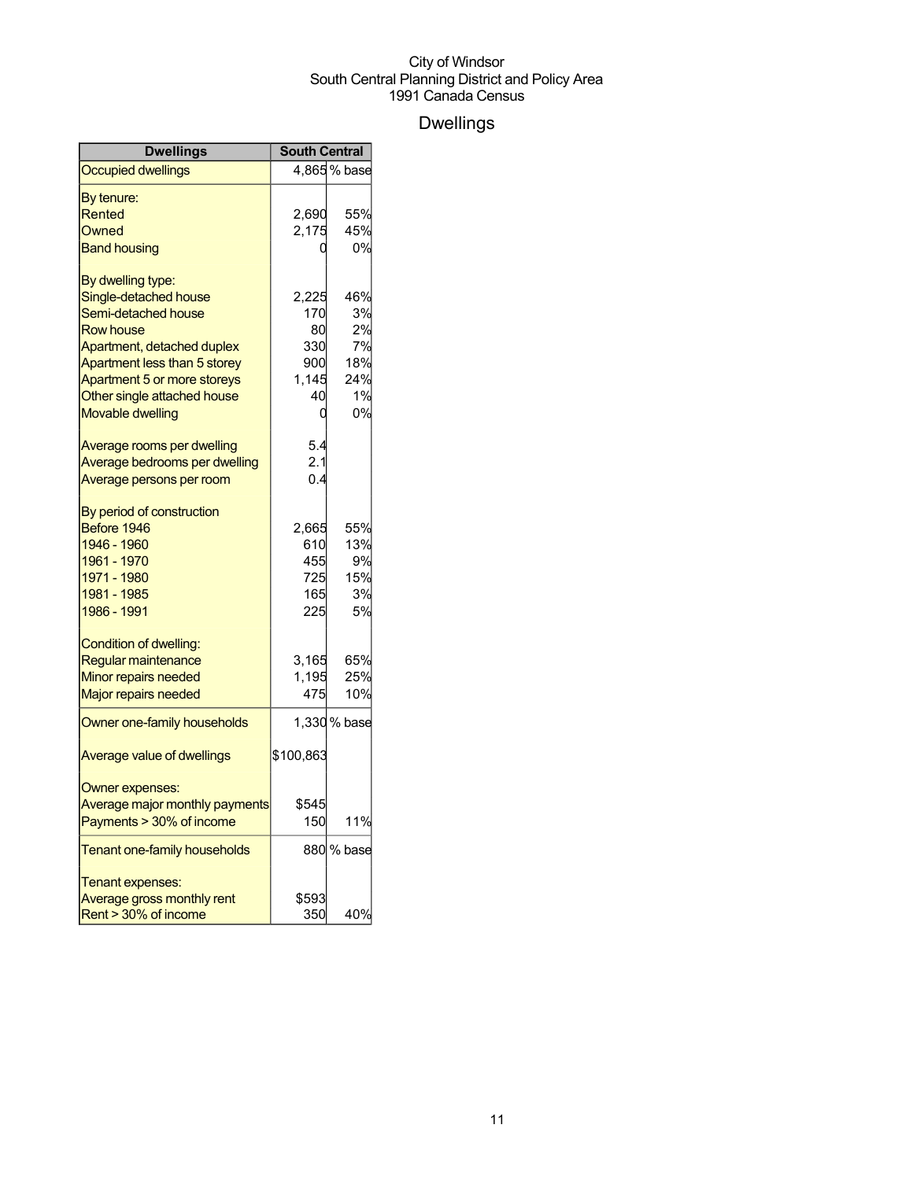City of Windsor
South Central Planning District and Policy Area
1991 Canada Census

# Dwellings

| Dwellings | South Central | |
|---|---|---|
| Occupied dwellings | 4,865 | % base |
| By tenure: | | |
| Rented | 2,690 | 55% |
| Owned | 2,175 | 45% |
| Band housing | 0 | 0% |
| By dwelling type: | | |
| Single-detached house | 2,225 | 46% |
| Semi-detached house | 170 | 3% |
| Row house | 80 | 2% |
| Apartment, detached duplex | 330 | 7% |
| Apartment less than 5 storey | 900 | 18% |
| Apartment 5 or more storeys | 1,145 | 24% |
| Other single attached house | 40 | 1% |
| Movable dwelling | 0 | 0% |
| Average rooms per dwelling | 5.4 | |
| Average bedrooms per dwelling | 2.1 | |
| Average persons per room | 0.4 | |
| By period of construction | | |
| Before 1946 | 2,665 | 55% |
| 1946 - 1960 | 610 | 13% |
| 1961 - 1970 | 455 | 9% |
| 1971 - 1980 | 725 | 15% |
| 1981 - 1985 | 165 | 3% |
| 1986 - 1991 | 225 | 5% |
| Condition of dwelling: | | |
| Regular maintenance | 3,165 | 65% |
| Minor repairs needed | 1,195 | 25% |
| Major repairs needed | 475 | 10% |
| Owner one-family households | 1,330 | % base |
| Average value of dwellings | $100,863 | |
| Owner expenses: | | |
| Average major monthly payments | $545 | |
| Payments > 30% of income | 150 | 11% |
| Tenant one-family households | 880 | % base |
| Tenant expenses: | | |
| Average gross monthly rent | $593 | |
| Rent > 30% of income | 350 | 40% |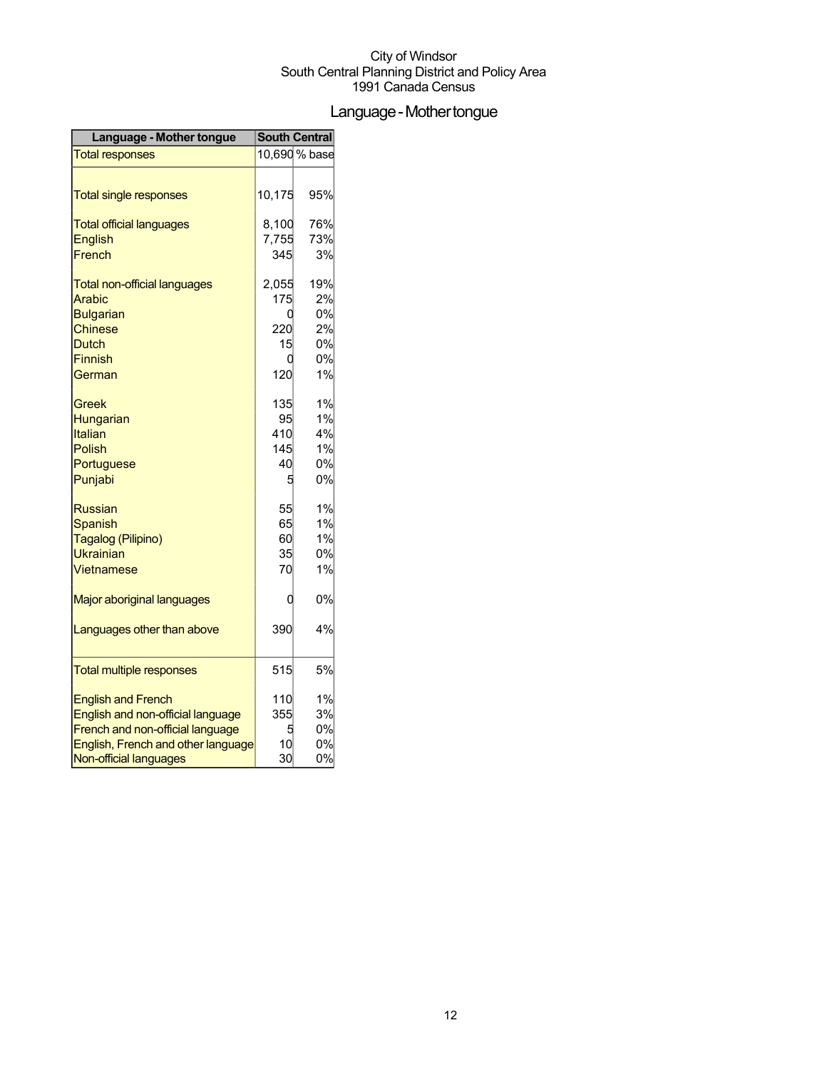City of Windsor
South Central Planning District and Policy Area
1991 Canada Census

# Language - Mother tongue

| Language - Mother tongue | South Central | |
|---|---|---|
| Total responses | 10,690 | % base |
| | | |
| Total single responses | 10,175 | 95% |
| | | |
| Total official languages | 8,100 | 76% |
| English | 7,755 | 73% |
| French | 345 | 3% |
| | | |
| Total non-official languages | 2,055 | 19% |
| Arabic | 175 | 2% |
| Bulgarian | 0 | 0% |
| Chinese | 220 | 2% |
| Dutch | 15 | 0% |
| Finnish | 0 | 0% |
| German | 120 | 1% |
| | | |
| Greek | 135 | 1% |
| Hungarian | 95 | 1% |
| Italian | 410 | 4% |
| Polish | 145 | 1% |
| Portuguese | 40 | 0% |
| Punjabi | 5 | 0% |
| | | |
| Russian | 55 | 1% |
| Spanish | 65 | 1% |
| Tagalog (Pilipino) | 60 | 1% |
| Ukrainian | 35 | 0% |
| Vietnamese | 70 | 1% |
| | | |
| Major aboriginal languages | 0 | 0% |
| | | |
| Languages other than above | 390 | 4% |
| | | |
| Total multiple responses | 515 | 5% |
| | | |
| English and French | 110 | 1% |
| English and non-official language | 355 | 3% |
| French and non-official language | 5 | 0% |
| English, French and other language | 10 | 0% |
| Non-official languages | 30 | 0% |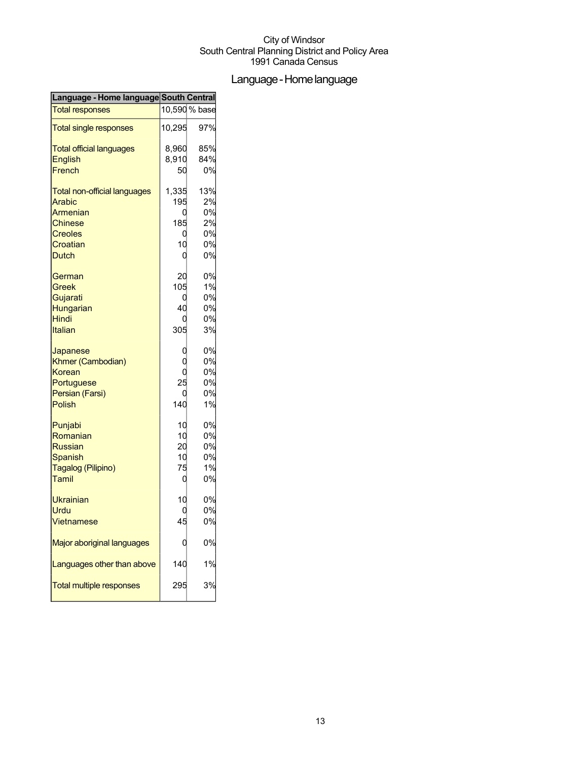City of Windsor
South Central Planning District and Policy Area
1991 Canada Census

# Language - Home language

| Language - Home language | South Central | |
|---|---|---|
| Total responses | 10,590 | % base |
| Total single responses | 10,295 | 97% |
| Total official languages | 8,960 | 85% |
| English | 8,910 | 84% |
| French | 50 | 0% |
| Total non-official languages | 1,335 | 13% |
| Arabic | 195 | 2% |
| Armenian | 0 | 0% |
| Chinese | 185 | 2% |
| Creoles | 0 | 0% |
| Croatian | 10 | 0% |
| Dutch | 0 | 0% |
| German | 20 | 0% |
| Greek | 105 | 1% |
| Gujarati | 0 | 0% |
| Hungarian | 40 | 0% |
| Hindi | 0 | 0% |
| Italian | 305 | 3% |
| Japanese | 0 | 0% |
| Khmer (Cambodian) | 0 | 0% |
| Korean | 0 | 0% |
| Portuguese | 25 | 0% |
| Persian (Farsi) | 0 | 0% |
| Polish | 140 | 1% |
| Punjabi | 10 | 0% |
| Romanian | 10 | 0% |
| Russian | 20 | 0% |
| Spanish | 10 | 0% |
| Tagalog (Pilipino) | 75 | 1% |
| Tamil | 0 | 0% |
| Ukrainian | 10 | 0% |
| Urdu | 0 | 0% |
| Vietnamese | 45 | 0% |
| Major aboriginal languages | 0 | 0% |
| Languages other than above | 140 | 1% |
| Total multiple responses | 295 | 3% |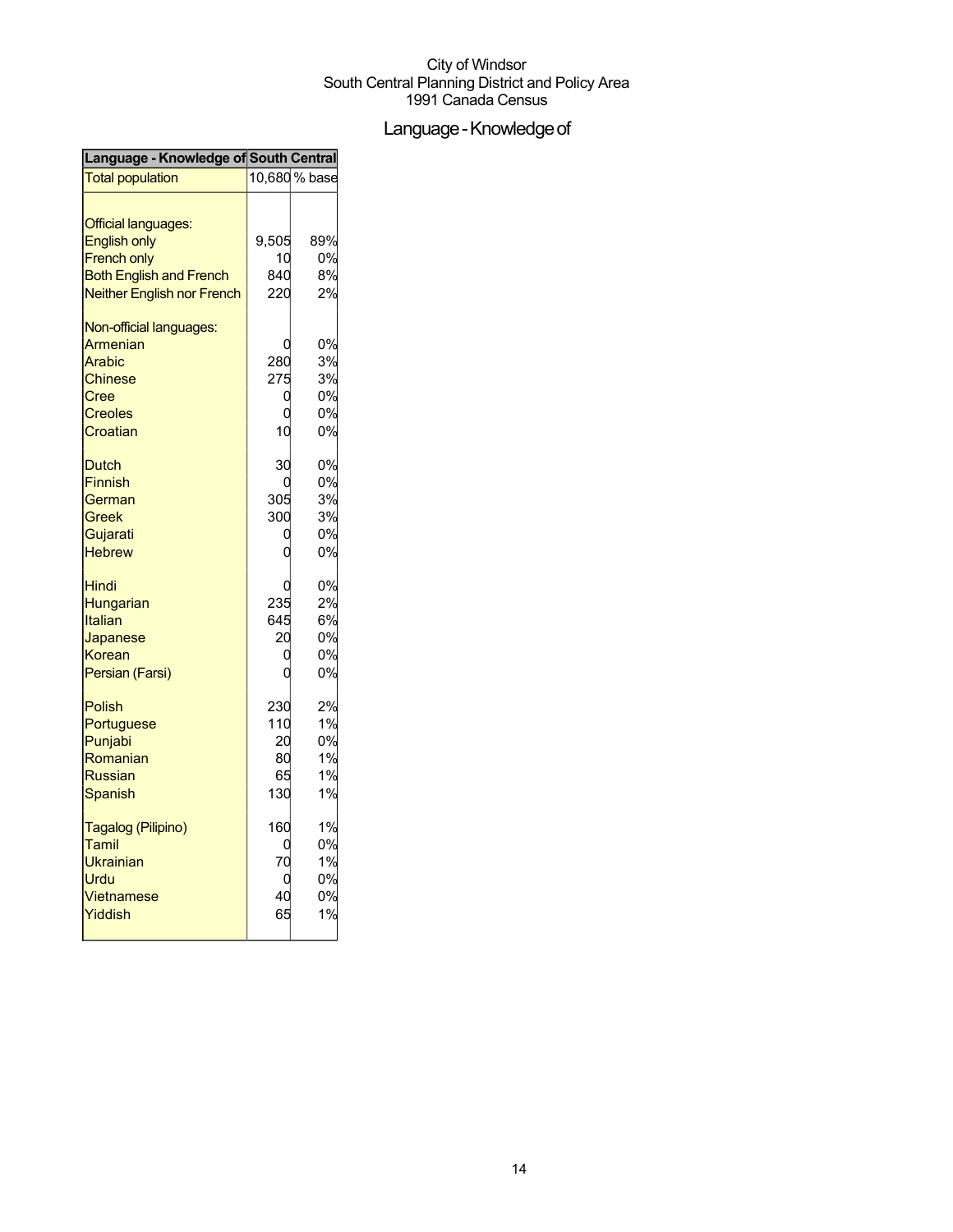City of Windsor
South Central Planning District and Policy Area
1991 Canada Census

# Language - Knowledge of

| Language - Knowledge of | South Central | |
|---|---|---|
| Total population | 10,680 | % base |
| | | |
| Official languages: | | |
| English only | 9,505 | 89% |
| French only | 10 | 0% |
| Both English and French | 840 | 8% |
| Neither English nor French | 220 | 2% |
| | | |
| Non-official languages: | | |
| Armenian | 0 | 0% |
| Arabic | 280 | 3% |
| Chinese | 275 | 3% |
| Cree | 0 | 0% |
| Creoles | 0 | 0% |
| Croatian | 10 | 0% |
| | | |
| Dutch | 30 | 0% |
| Finnish | 0 | 0% |
| German | 305 | 3% |
| Greek | 300 | 3% |
| Gujarati | 0 | 0% |
| Hebrew | 0 | 0% |
| | | |
| Hindi | 0 | 0% |
| Hungarian | 235 | 2% |
| Italian | 645 | 6% |
| Japanese | 20 | 0% |
| Korean | 0 | 0% |
| Persian (Farsi) | 0 | 0% |
| | | |
| Polish | 230 | 2% |
| Portuguese | 110 | 1% |
| Punjabi | 20 | 0% |
| Romanian | 80 | 1% |
| Russian | 65 | 1% |
| Spanish | 130 | 1% |
| | | |
| Tagalog (Pilipino) | 160 | 1% |
| Tamil | 0 | 0% |
| Ukrainian | 70 | 1% |
| Urdu | 0 | 0% |
| Vietnamese | 40 | 0% |
| Yiddish | 65 | 1% |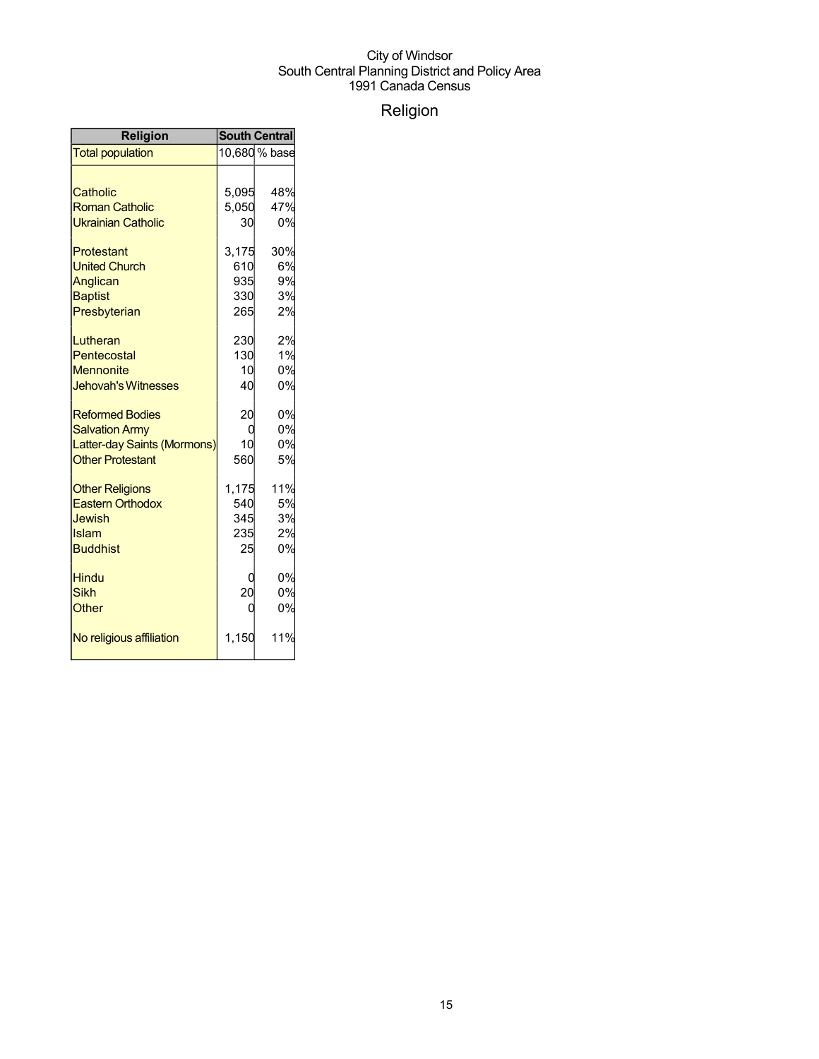City of Windsor
South Central Planning District and Policy Area
1991 Canada Census

# Religion

| Religion | South Central | |
|---|---|---|
| Total population | 10,680 | % base |
| | | |
| Catholic | 5,095 | 48% |
| Roman Catholic | 5,050 | 47% |
| Ukrainian Catholic | 30 | 0% |
| | | |
| Protestant | 3,175 | 30% |
| United Church | 610 | 6% |
| Anglican | 935 | 9% |
| Baptist | 330 | 3% |
| Presbyterian | 265 | 2% |
| | | |
| Lutheran | 230 | 2% |
| Pentecostal | 130 | 1% |
| Mennonite | 10 | 0% |
| Jehovah's Witnesses | 40 | 0% |
| | | |
| Reformed Bodies | 20 | 0% |
| Salvation Army | 0 | 0% |
| Latter-day Saints (Mormons) | 10 | 0% |
| Other Protestant | 560 | 5% |
| | | |
| Other Religions | 1,175 | 11% |
| Eastern Orthodox | 540 | 5% |
| Jewish | 345 | 3% |
| Islam | 235 | 2% |
| Buddhist | 25 | 0% |
| | | |
| Hindu | 0 | 0% |
| Sikh | 20 | 0% |
| Other | 0 | 0% |
| | | |
| No religious affiliation | 1,150 | 11% |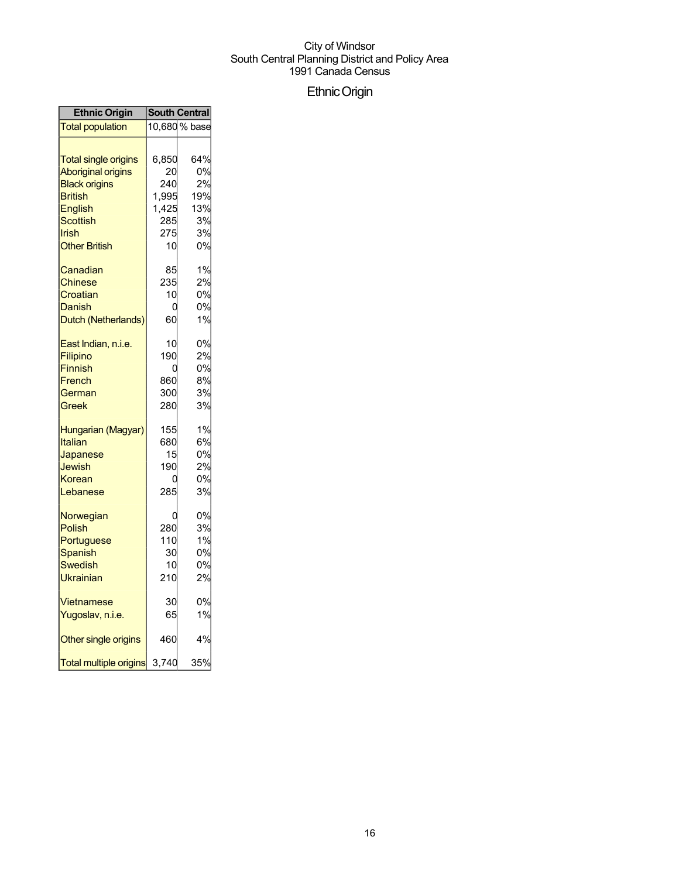City of Windsor
South Central Planning District and Policy Area
1991 Canada Census

# Ethnic Origin

| Ethnic Origin | South Central | |
|---|---|---|
| Total population | 10,680 | % base |
| | | |
| Total single origins | 6,850 | 64% |
| Aboriginal origins | 20 | 0% |
| Black origins | 240 | 2% |
| British | 1,995 | 19% |
| English | 1,425 | 13% |
| Scottish | 285 | 3% |
| Irish | 275 | 3% |
| Other British | 10 | 0% |
| | | |
| Canadian | 85 | 1% |
| Chinese | 235 | 2% |
| Croatian | 10 | 0% |
| Danish | 0 | 0% |
| Dutch (Netherlands) | 60 | 1% |
| | | |
| East Indian, n.i.e. | 10 | 0% |
| Filipino | 190 | 2% |
| Finnish | 0 | 0% |
| French | 860 | 8% |
| German | 300 | 3% |
| Greek | 280 | 3% |
| | | |
| Hungarian (Magyar) | 155 | 1% |
| Italian | 680 | 6% |
| Japanese | 15 | 0% |
| Jewish | 190 | 2% |
| Korean | 0 | 0% |
| Lebanese | 285 | 3% |
| | | |
| Norwegian | 0 | 0% |
| Polish | 280 | 3% |
| Portuguese | 110 | 1% |
| Spanish | 30 | 0% |
| Swedish | 10 | 0% |
| Ukrainian | 210 | 2% |
| | | |
| Vietnamese | 30 | 0% |
| Yugoslav, n.i.e. | 65 | 1% |
| | | |
| Other single origins | 460 | 4% |
| | | |
| Total multiple origins | 3,740 | 35% |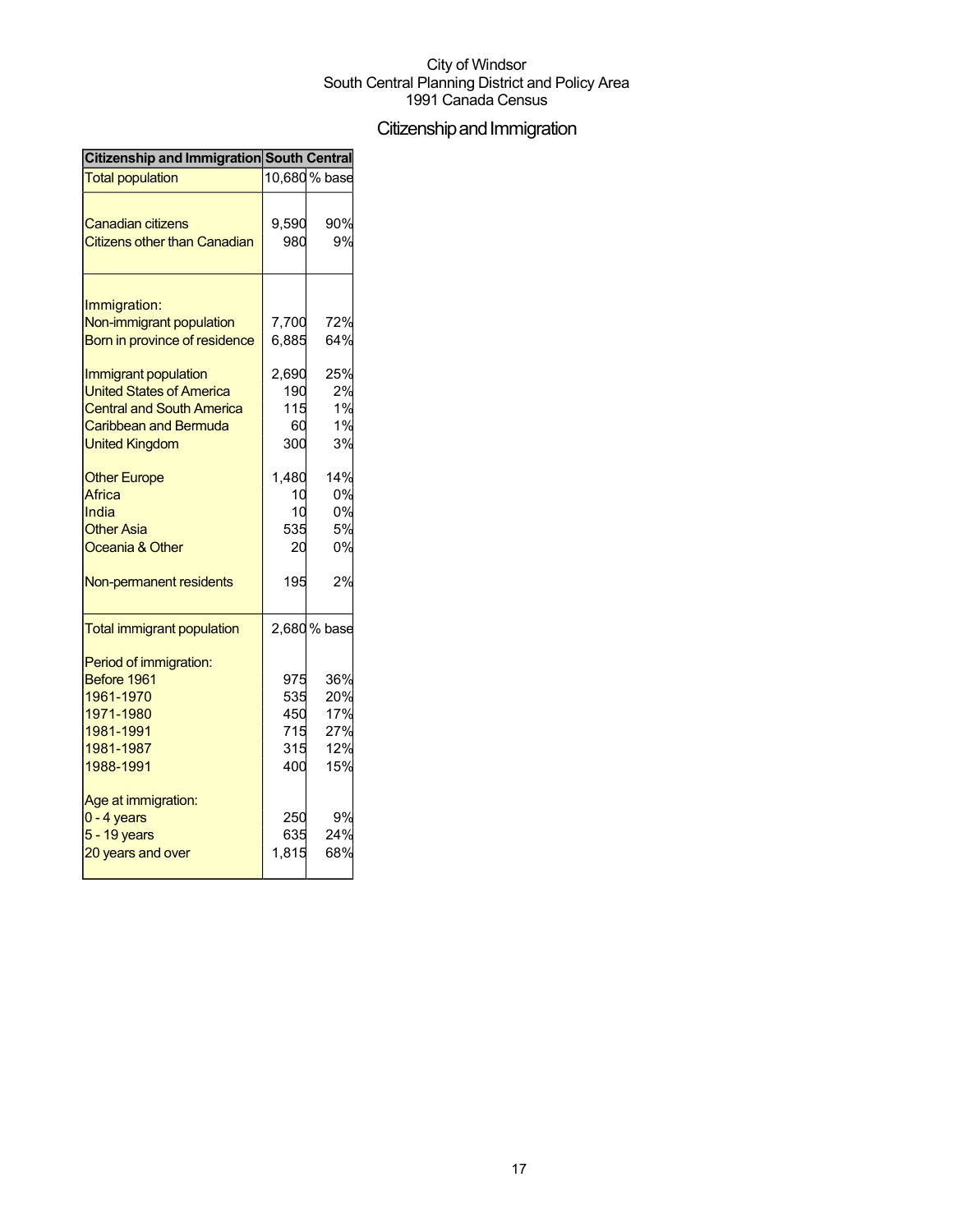City of Windsor
South Central Planning District and Policy Area
1991 Canada Census

# Citizenship and Immigration

| Citizenship and Immigration | South Central | |
|---|---|---|
| Total population | 10,680 | % base |
| Canadian citizens | 9,590 | 90% |
| Citizens other than Canadian | 980 | 9% |
| Immigration: | | |
| Non-immigrant population | 7,700 | 72% |
| Born in province of residence | 6,885 | 64% |
| Immigrant population | 2,690 | 25% |
| United States of America | 190 | 2% |
| Central and South America | 115 | 1% |
| Caribbean and Bermuda | 60 | 1% |
| United Kingdom | 300 | 3% |
| Other Europe | 1,480 | 14% |
| Africa | 10 | 0% |
| India | 10 | 0% |
| Other Asia | 535 | 5% |
| Oceania & Other | 20 | 0% |
| Non-permanent residents | 195 | 2% |
| Total immigrant population | 2,680 | % base |
| Period of immigration: | | |
| Before 1961 | 975 | 36% |
| 1961-1970 | 535 | 20% |
| 1971-1980 | 450 | 17% |
| 1981-1991 | 715 | 27% |
| 1981-1987 | 315 | 12% |
| 1988-1991 | 400 | 15% |
| Age at immigration: | | |
| 0 - 4 years | 250 | 9% |
| 5 - 19 years | 635 | 24% |
| 20 years and over | 1,815 | 68% |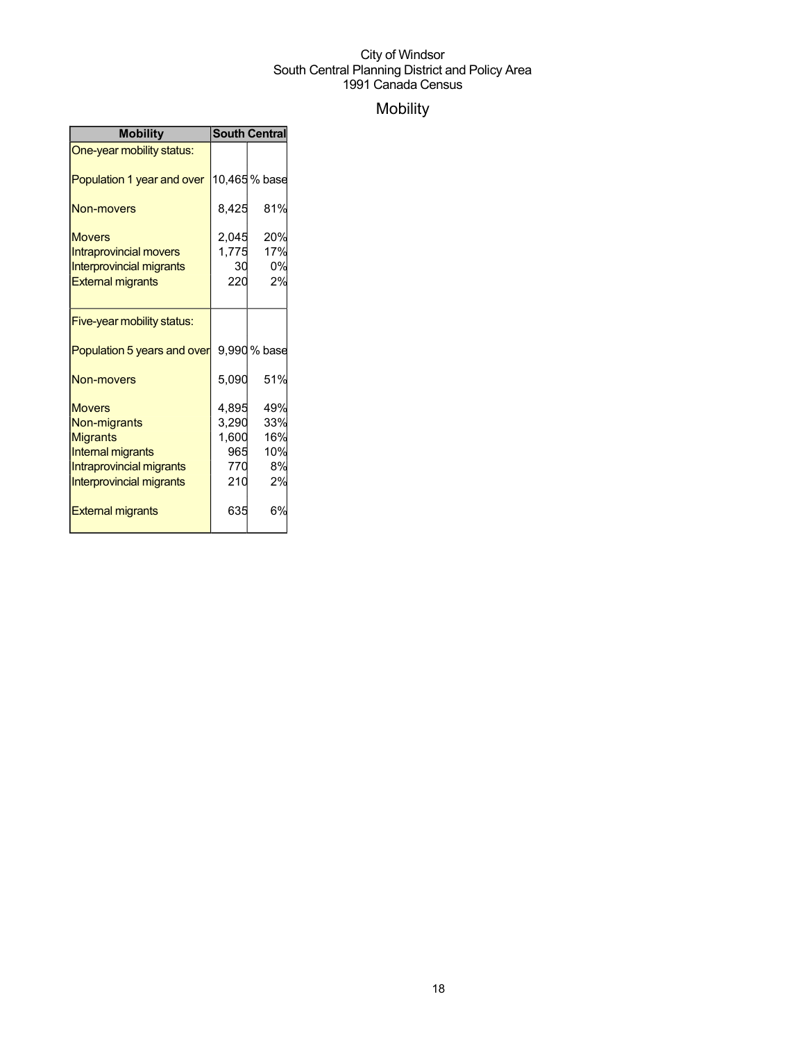City of Windsor
South Central Planning District and Policy Area
1991 Canada Census

# Mobility

| Mobility | South Central | |
|---|---|---|
| One-year mobility status: | | |
| Population 1 year and over | 10,465 | % base |
| Non-movers | 8,425 | 81% |
| Movers | 2,045 | 20% |
| Intraprovincial movers | 1,775 | 17% |
| Interprovincial migrants | 30 | 0% |
| External migrants | 220 | 2% |
| Five-year mobility status: | | |
| Population 5 years and over | 9,990 | % base |
| Non-movers | 5,090 | 51% |
| Movers | 4,895 | 49% |
| Non-migrants | 3,290 | 33% |
| Migrants | 1,600 | 16% |
| Internal migrants | 965 | 10% |
| Intraprovincial migrants | 770 | 8% |
| Interprovincial migrants | 210 | 2% |
| External migrants | 635 | 6% |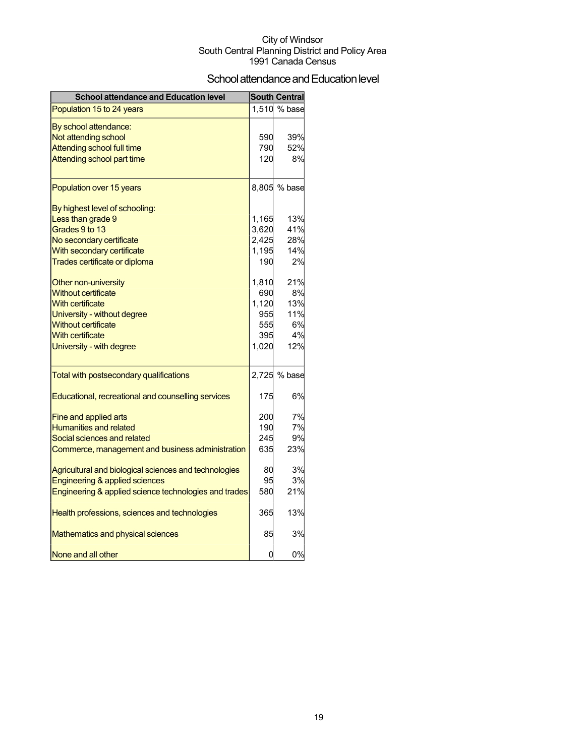City of Windsor
South Central Planning District and Policy Area
1991 Canada Census

# School attendance and Education level

| School attendance and Education level | South Central | |
|---|---|---|
| Population 15 to 24 years | 1,510 | % base |
| By school attendance: | | |
| Not attending school | 590 | 39% |
| Attending school full time | 790 | 52% |
| Attending school part time | 120 | 8% |
| Population over 15 years | 8,805 | % base |
| By highest level of schooling: | | |
| Less than grade 9 | 1,165 | 13% |
| Grades 9 to 13 | 3,620 | 41% |
| No secondary certificate | 2,425 | 28% |
| With secondary certificate | 1,195 | 14% |
| Trades certificate or diploma | 190 | 2% |
| Other non-university | 1,810 | 21% |
| Without certificate | 690 | 8% |
| With certificate | 1,120 | 13% |
| University - without degree | 955 | 11% |
| Without certificate | 555 | 6% |
| With certificate | 395 | 4% |
| University - with degree | 1,020 | 12% |
| Total with postsecondary qualifications | 2,725 | % base |
| Educational, recreational and counselling services | 175 | 6% |
| Fine and applied arts | 200 | 7% |
| Humanities and related | 190 | 7% |
| Social sciences and related | 245 | 9% |
| Commerce, management and business administration | 635 | 23% |
| Agricultural and biological sciences and technologies | 80 | 3% |
| Engineering & applied sciences | 95 | 3% |
| Engineering & applied science technologies and trades | 580 | 21% |
| Health professions, sciences and technologies | 365 | 13% |
| Mathematics and physical sciences | 85 | 3% |
| None and all other | 0 | 0% |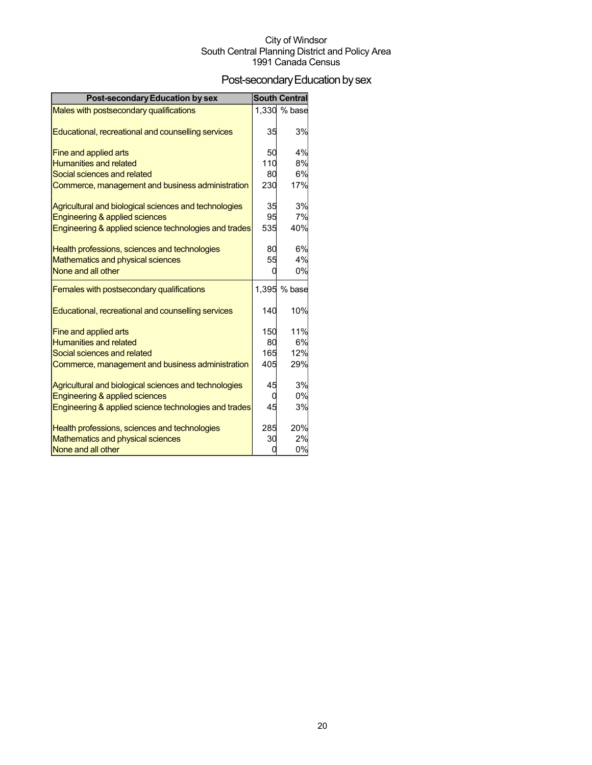City of Windsor
South Central Planning District and Policy Area
1991 Canada Census

# Post-secondary Education by sex

| Post-secondary Education by sex | South Central | |
|---|---|---|
| Males with postsecondary qualifications | 1,330 | % base |
| Educational, recreational and counselling services | 35 | 3% |
| Fine and applied arts | 50 | 4% |
| Humanities and related | 110 | 8% |
| Social sciences and related | 80 | 6% |
| Commerce, management and business administration | 230 | 17% |
| Agricultural and biological sciences and technologies | 35 | 3% |
| Engineering & applied sciences | 95 | 7% |
| Engineering & applied science technologies and trades | 535 | 40% |
| Health professions, sciences and technologies | 80 | 6% |
| Mathematics and physical sciences | 55 | 4% |
| None and all other | 0 | 0% |
| Females with postsecondary qualifications | 1,395 | % base |
| Educational, recreational and counselling services | 140 | 10% |
| Fine and applied arts | 150 | 11% |
| Humanities and related | 80 | 6% |
| Social sciences and related | 165 | 12% |
| Commerce, management and business administration | 405 | 29% |
| Agricultural and biological sciences and technologies | 45 | 3% |
| Engineering & applied sciences | 0 | 0% |
| Engineering & applied science technologies and trades | 45 | 3% |
| Health professions, sciences and technologies | 285 | 20% |
| Mathematics and physical sciences | 30 | 2% |
| None and all other | 0 | 0% |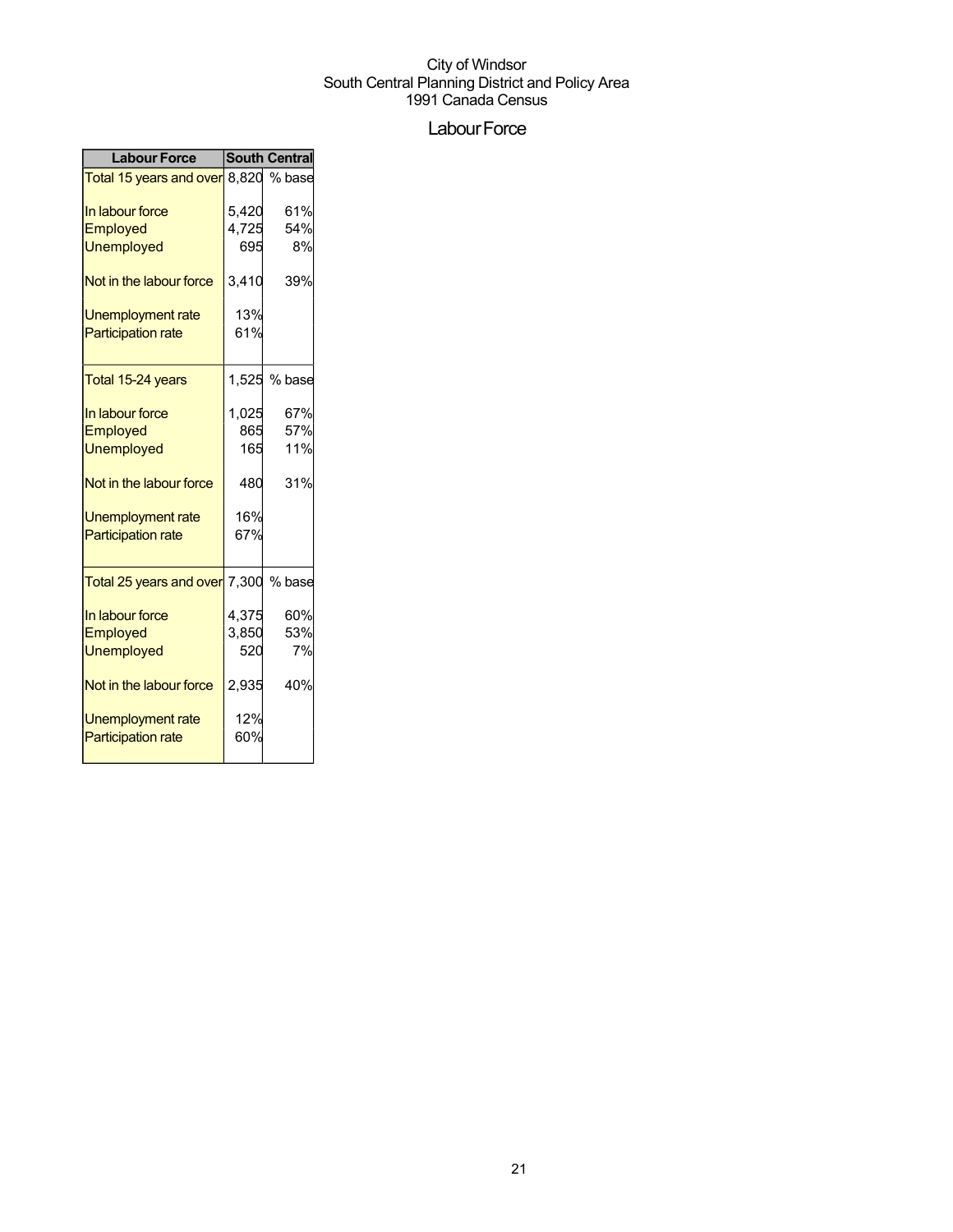City of Windsor
South Central Planning District and Policy Area
1991 Canada Census

# Labour Force

| Labour Force | South Central | |
|---|---|---|
| Total 15 years and over | 8,820 | % base |
| In labour force | 5,420 | 61% |
| Employed | 4,725 | 54% |
| Unemployed | 695 | 8% |
| Not in the labour force | 3,410 | 39% |
| Unemployment rate | 13% | |
| Participation rate | 61% | |
| Total 15-24 years | 1,525 | % base |
| In labour force | 1,025 | 67% |
| Employed | 865 | 57% |
| Unemployed | 165 | 11% |
| Not in the labour force | 480 | 31% |
| Unemployment rate | 16% | |
| Participation rate | 67% | |
| Total 25 years and over | 7,300 | % base |
| In labour force | 4,375 | 60% |
| Employed | 3,850 | 53% |
| Unemployed | 520 | 7% |
| Not in the labour force | 2,935 | 40% |
| Unemployment rate | 12% | |
| Participation rate | 60% | |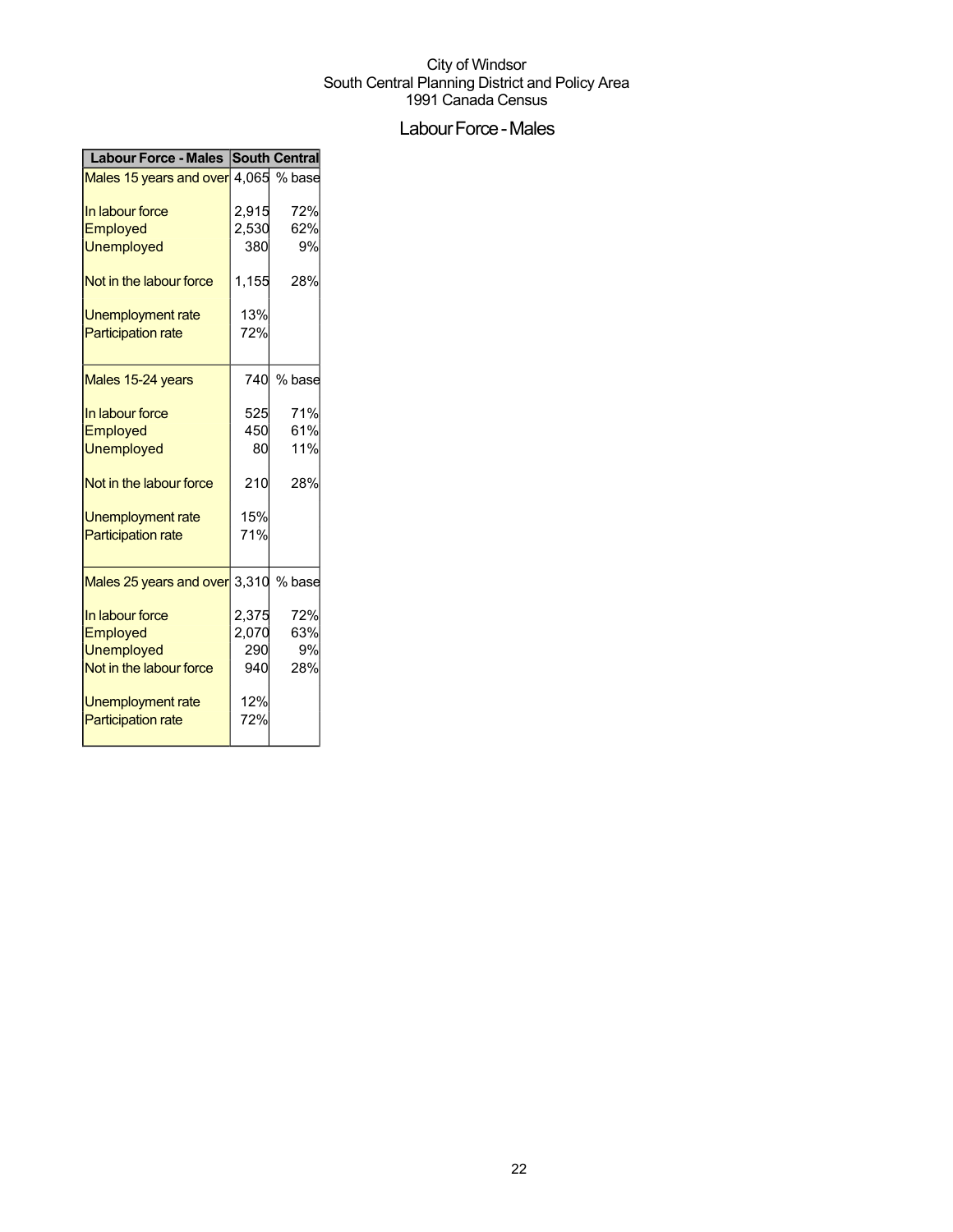City of Windsor
South Central Planning District and Policy Area
1991 Canada Census

# Labour Force - Males

| Labour Force - Males | South Central | |
|---|---|---|
| Males 15 years and over | 4,065 | % base |
| In labour force | 2,915 | 72% |
| Employed | 2,530 | 62% |
| Unemployed | 380 | 9% |
| Not in the labour force | 1,155 | 28% |
| Unemployment rate | 13% | |
| Participation rate | 72% | |
| Males 15-24 years | 740 | % base |
| In labour force | 525 | 71% |
| Employed | 450 | 61% |
| Unemployed | 80 | 11% |
| Not in the labour force | 210 | 28% |
| Unemployment rate | 15% | |
| Participation rate | 71% | |
| Males 25 years and over | 3,310 | % base |
| In labour force | 2,375 | 72% |
| Employed | 2,070 | 63% |
| Unemployed | 290 | 9% |
| Not in the labour force | 940 | 28% |
| Unemployment rate | 12% | |
| Participation rate | 72% | |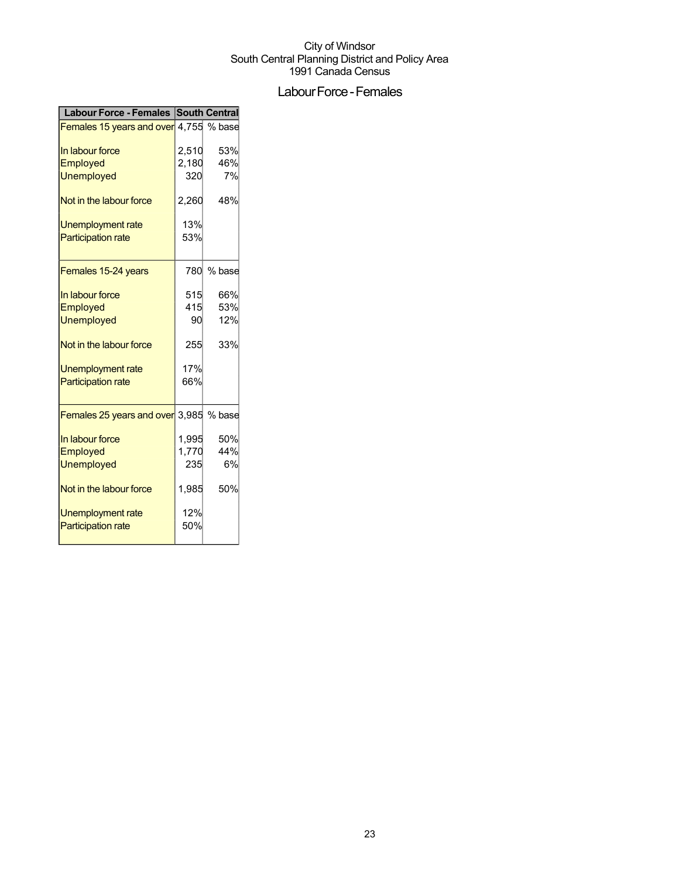City of Windsor
South Central Planning District and Policy Area
1991 Canada Census

# Labour Force - Females

| Labour Force - Females | South Central | |
|---|---|---|
| Females 15 years and over | 4,755 | % base |
| In labour force | 2,510 | 53% |
| Employed | 2,180 | 46% |
| Unemployed | 320 | 7% |
| Not in the labour force | 2,260 | 48% |
| Unemployment rate | 13% | |
| Participation rate | 53% | |
| Females 15-24 years | 780 | % base |
| In labour force | 515 | 66% |
| Employed | 415 | 53% |
| Unemployed | 90 | 12% |
| Not in the labour force | 255 | 33% |
| Unemployment rate | 17% | |
| Participation rate | 66% | |
| Females 25 years and over | 3,985 | % base |
| In labour force | 1,995 | 50% |
| Employed | 1,770 | 44% |
| Unemployed | 235 | 6% |
| Not in the labour force | 1,985 | 50% |
| Unemployment rate | 12% | |
| Participation rate | 50% | |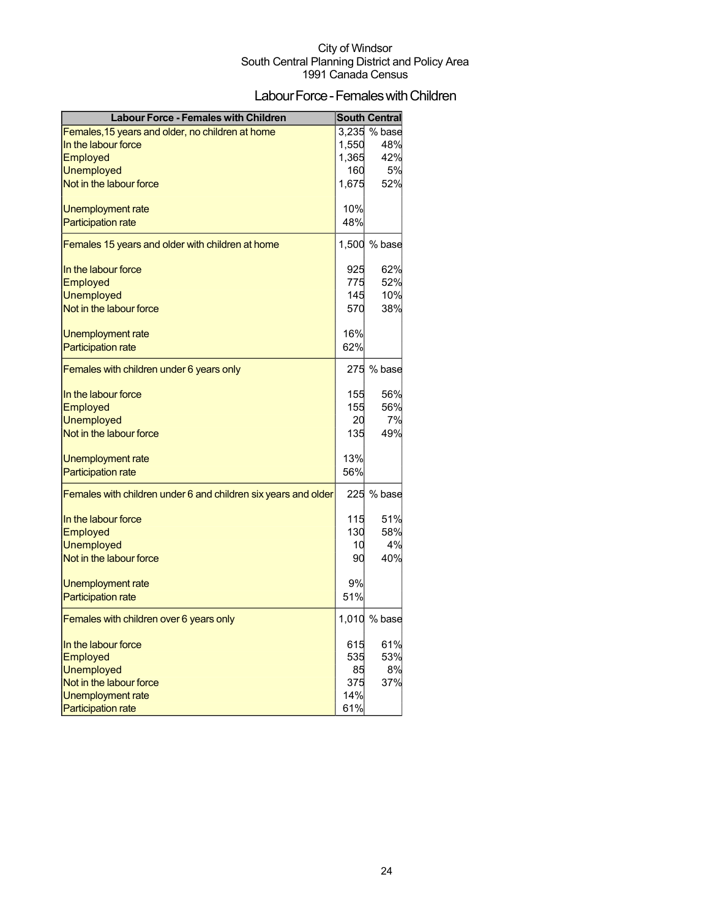City of Windsor
South Central Planning District and Policy Area
1991 Canada Census

# Labour Force - Females with Children

| Labour Force - Females with Children | South Central | |
|---|---|---|
| Females,15 years and older, no children at home | 3,235 | % base |
| In the labour force | 1,550 | 48% |
| Employed | 1,365 | 42% |
| Unemployed | 160 | 5% |
| Not in the labour force | 1,675 | 52% |
| Unemployment rate | 10% | |
| Participation rate | 48% | |
| Females 15 years and older with children at home | 1,500 | % base |
| In the labour force | 925 | 62% |
| Employed | 775 | 52% |
| Unemployed | 145 | 10% |
| Not in the labour force | 570 | 38% |
| Unemployment rate | 16% | |
| Participation rate | 62% | |
| Females with children under 6 years only | 275 | % base |
| In the labour force | 155 | 56% |
| Employed | 155 | 56% |
| Unemployed | 20 | 7% |
| Not in the labour force | 135 | 49% |
| Unemployment rate | 13% | |
| Participation rate | 56% | |
| Females with children under 6 and children six years and older | 225 | % base |
| In the labour force | 115 | 51% |
| Employed | 130 | 58% |
| Unemployed | 10 | 4% |
| Not in the labour force | 90 | 40% |
| Unemployment rate | 9% | |
| Participation rate | 51% | |
| Females with children over 6 years only | 1,010 | % base |
| In the labour force | 615 | 61% |
| Employed | 535 | 53% |
| Unemployed | 85 | 8% |
| Not in the labour force | 375 | 37% |
| Unemployment rate | 14% | |
| Participation rate | 61% | |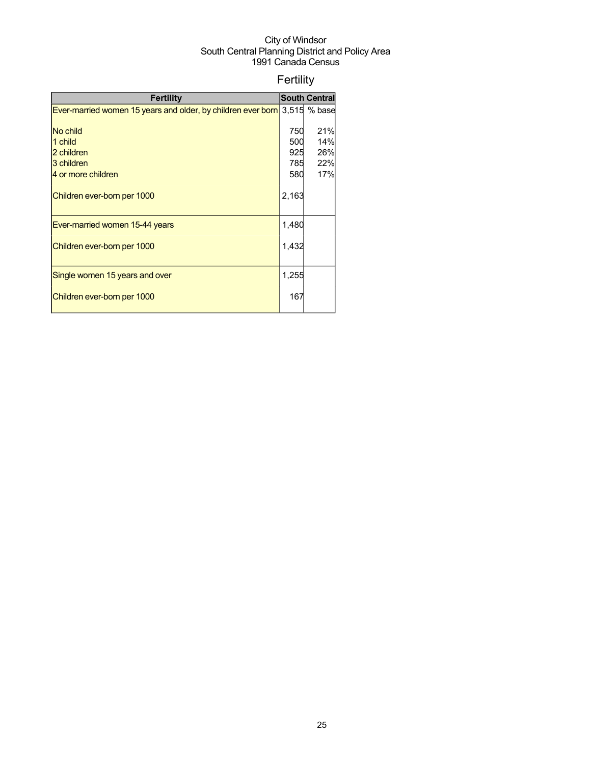City of Windsor
South Central Planning District and Policy Area
1991 Canada Census

# Fertility

| Fertility | South Central | |
|---|---|---|
| Ever-married women 15 years and older, by children ever born | 3,515 | % base |
| No child | 750 | 21% |
| 1 child | 500 | 14% |
| 2 children | 925 | 26% |
| 3 children | 785 | 22% |
| 4 or more children | 580 | 17% |
| Children ever-born per 1000 | 2,163 | |
| Ever-married women 15-44 years | 1,480 | |
| Children ever-born per 1000 | 1,432 | |
| Single women 15 years and over | 1,255 | |
| Children ever-born per 1000 | 167 | |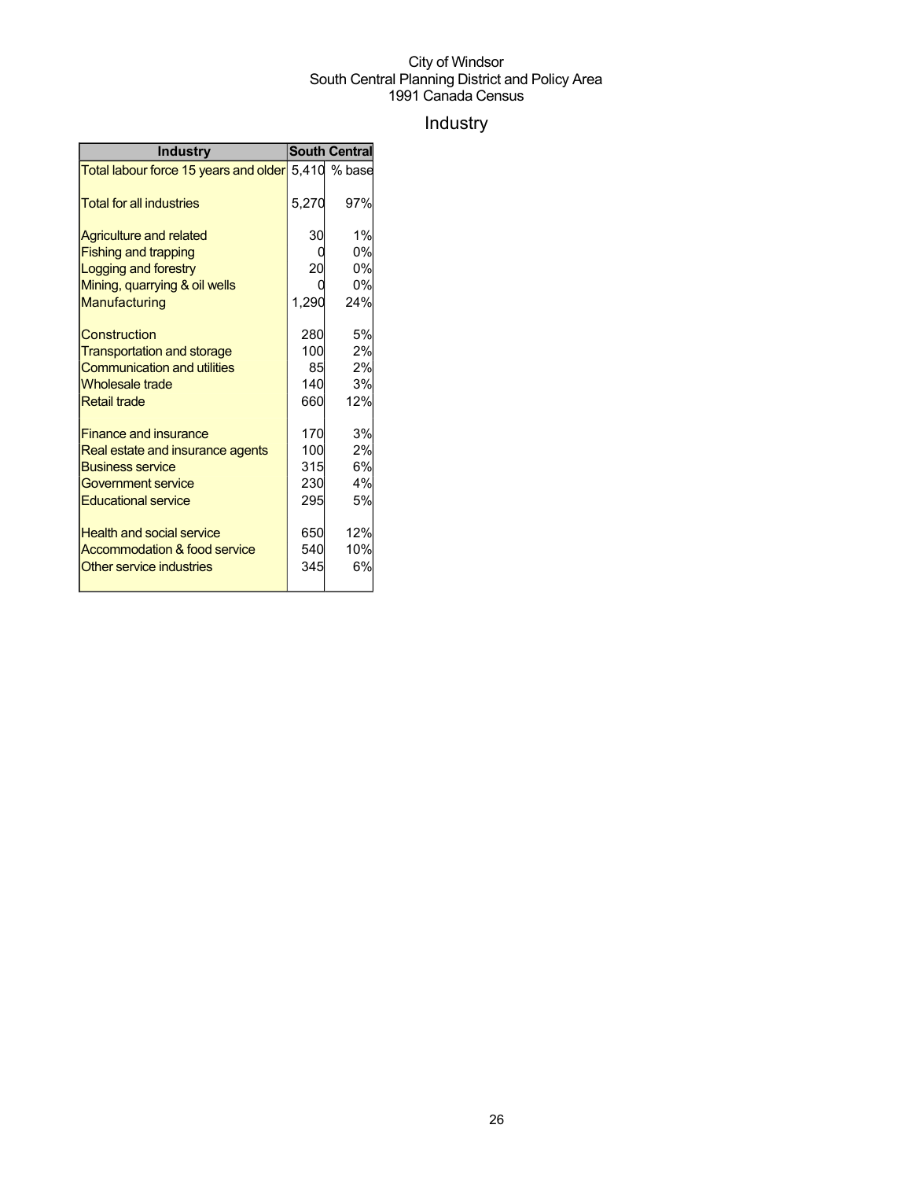City of Windsor
South Central Planning District and Policy Area
1991 Canada Census

# Industry

| Industry | South Central | |
|---|---|---|
| Total labour force 15 years and older | 5,410 | % base |
| Total for all industries | 5,270 | 97% |
| Agriculture and related | 30 | 1% |
| Fishing and trapping | 0 | 0% |
| Logging and forestry | 20 | 0% |
| Mining, quarrying & oil wells | 0 | 0% |
| Manufacturing | 1,290 | 24% |
| Construction | 280 | 5% |
| Transportation and storage | 100 | 2% |
| Communication and utilities | 85 | 2% |
| Wholesale trade | 140 | 3% |
| Retail trade | 660 | 12% |
| Finance and insurance | 170 | 3% |
| Real estate and insurance agents | 100 | 2% |
| Business service | 315 | 6% |
| Government service | 230 | 4% |
| Educational service | 295 | 5% |
| Health and social service | 650 | 12% |
| Accommodation & food service | 540 | 10% |
| Other service industries | 345 | 6% |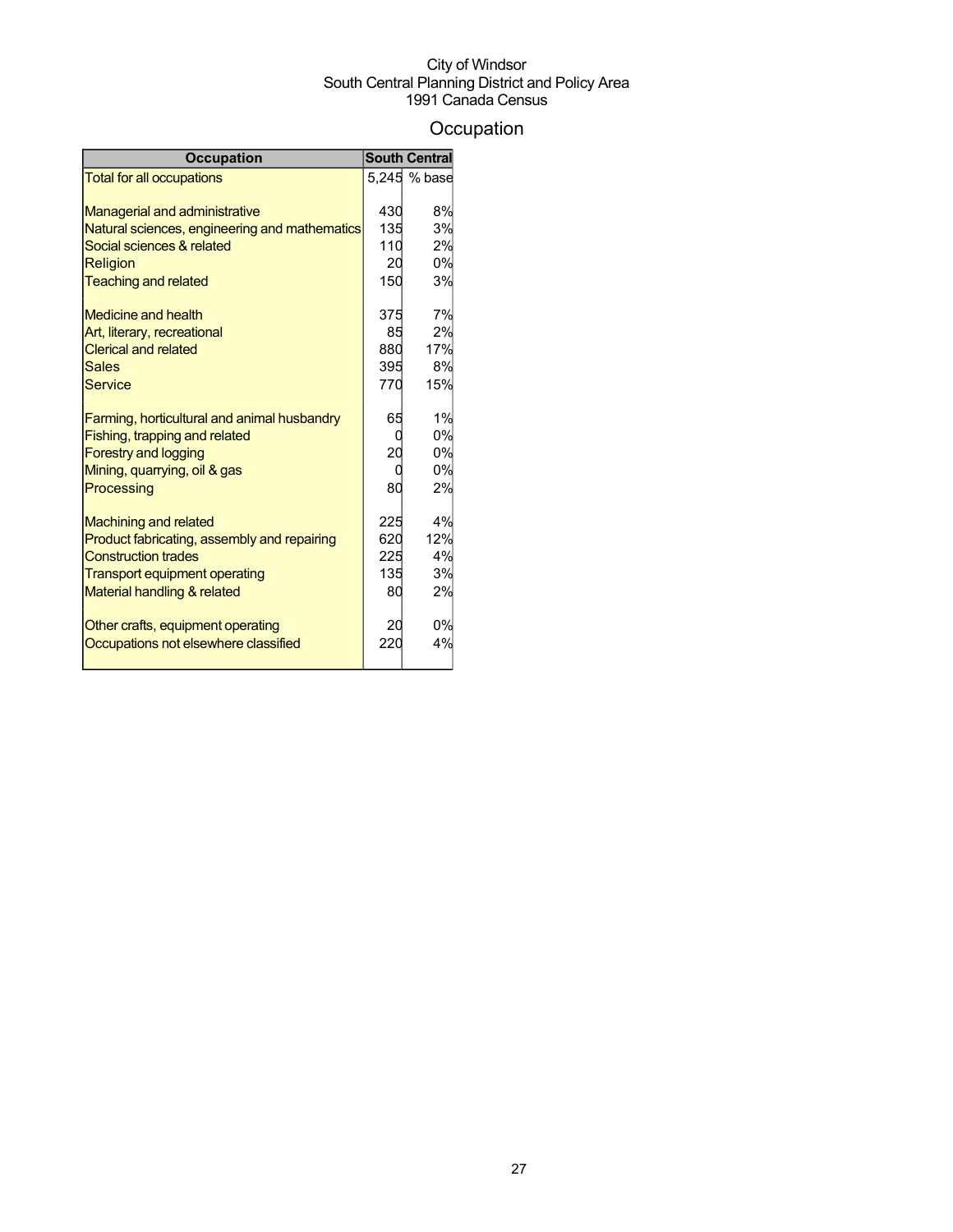City of Windsor
South Central Planning District and Policy Area
1991 Canada Census

# Occupation

| Occupation | South Central | |
|---|---|---|
| Total for all occupations | 5,245 | % base |
| | | |
| Managerial and administrative | 430 | 8% |
| Natural sciences, engineering and mathematics | 135 | 3% |
| Social sciences & related | 110 | 2% |
| Religion | 20 | 0% |
| Teaching and related | 150 | 3% |
| | | |
| Medicine and health | 375 | 7% |
| Art, literary, recreational | 85 | 2% |
| Clerical and related | 880 | 17% |
| Sales | 395 | 8% |
| Service | 770 | 15% |
| | | |
| Farming, horticultural and animal husbandry | 65 | 1% |
| Fishing, trapping and related | 0 | 0% |
| Forestry and logging | 20 | 0% |
| Mining, quarrying, oil & gas | 0 | 0% |
| Processing | 80 | 2% |
| | | |
| Machining and related | 225 | 4% |
| Product fabricating, assembly and repairing | 620 | 12% |
| Construction trades | 225 | 4% |
| Transport equipment operating | 135 | 3% |
| Material handling & related | 80 | 2% |
| | | |
| Other crafts, equipment operating | 20 | 0% |
| Occupations not elsewhere classified | 220 | 4% |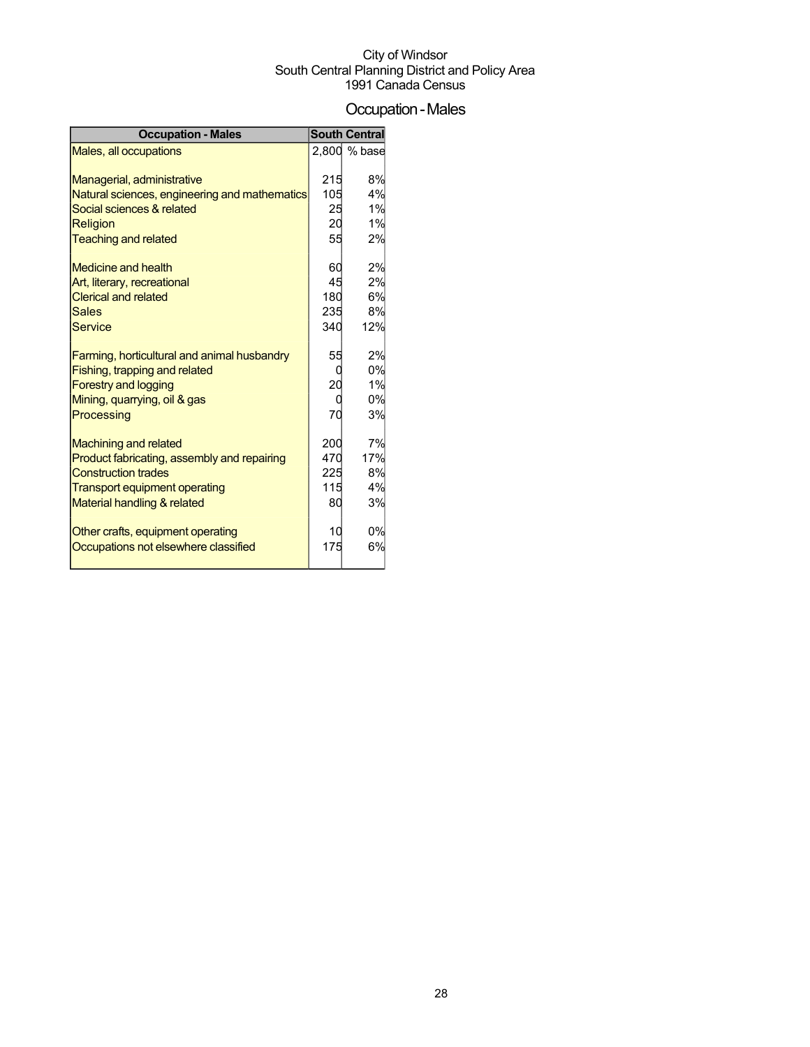City of Windsor
South Central Planning District and Policy Area
1991 Canada Census

# Occupation - Males

| Occupation - Males | South Central | |
|---|---|---|
| Males, all occupations | 2,800 | % base |
| | | |
| Managerial, administrative | 215 | 8% |
| Natural sciences, engineering and mathematics | 105 | 4% |
| Social sciences & related | 25 | 1% |
| Religion | 20 | 1% |
| Teaching and related | 55 | 2% |
| | | |
| Medicine and health | 60 | 2% |
| Art, literary, recreational | 45 | 2% |
| Clerical and related | 180 | 6% |
| Sales | 235 | 8% |
| Service | 340 | 12% |
| | | |
| Farming, horticultural and animal husbandry | 55 | 2% |
| Fishing, trapping and related | 0 | 0% |
| Forestry and logging | 20 | 1% |
| Mining, quarrying, oil & gas | 0 | 0% |
| Processing | 70 | 3% |
| | | |
| Machining and related | 200 | 7% |
| Product fabricating, assembly and repairing | 470 | 17% |
| Construction trades | 225 | 8% |
| Transport equipment operating | 115 | 4% |
| Material handling & related | 80 | 3% |
| | | |
| Other crafts, equipment operating | 10 | 0% |
| Occupations not elsewhere classified | 175 | 6% |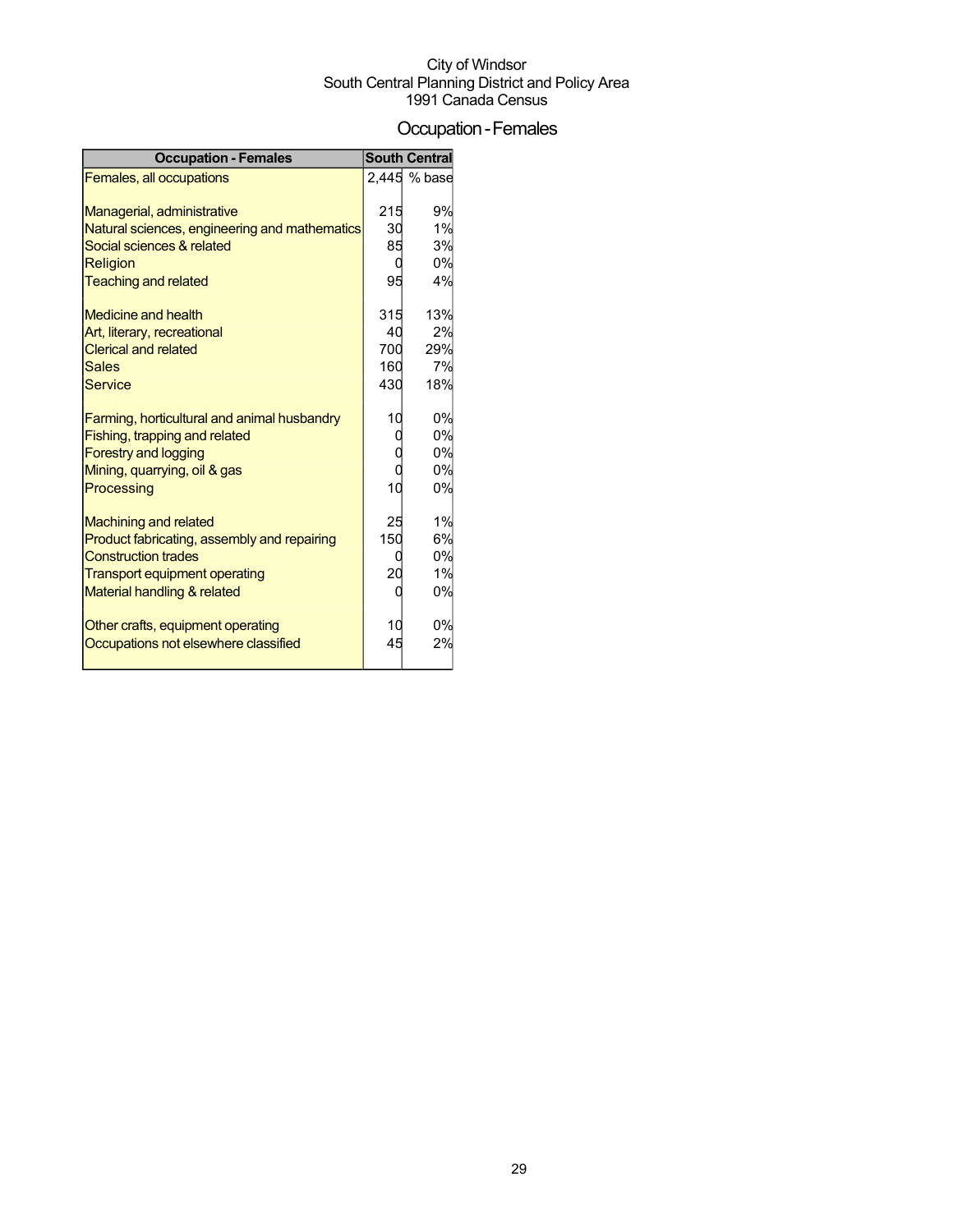City of Windsor
South Central Planning District and Policy Area
1991 Canada Census

# Occupation - Females

| Occupation - Females | South Central | |
|---|---|---|
| Females, all occupations | 2,445 | % base |
| Managerial, administrative | 215 | 9% |
| Natural sciences, engineering and mathematics | 30 | 1% |
| Social sciences & related | 85 | 3% |
| Religion | 0 | 0% |
| Teaching and related | 95 | 4% |
| Medicine and health | 315 | 13% |
| Art, literary, recreational | 40 | 2% |
| Clerical and related | 700 | 29% |
| Sales | 160 | 7% |
| Service | 430 | 18% |
| Farming, horticultural and animal husbandry | 10 | 0% |
| Fishing, trapping and related | 0 | 0% |
| Forestry and logging | 0 | 0% |
| Mining, quarrying, oil & gas | 0 | 0% |
| Processing | 10 | 0% |
| Machining and related | 25 | 1% |
| Product fabricating, assembly and repairing | 150 | 6% |
| Construction trades | 0 | 0% |
| Transport equipment operating | 20 | 1% |
| Material handling & related | 0 | 0% |
| Other crafts, equipment operating | 10 | 0% |
| Occupations not elsewhere classified | 45 | 2% |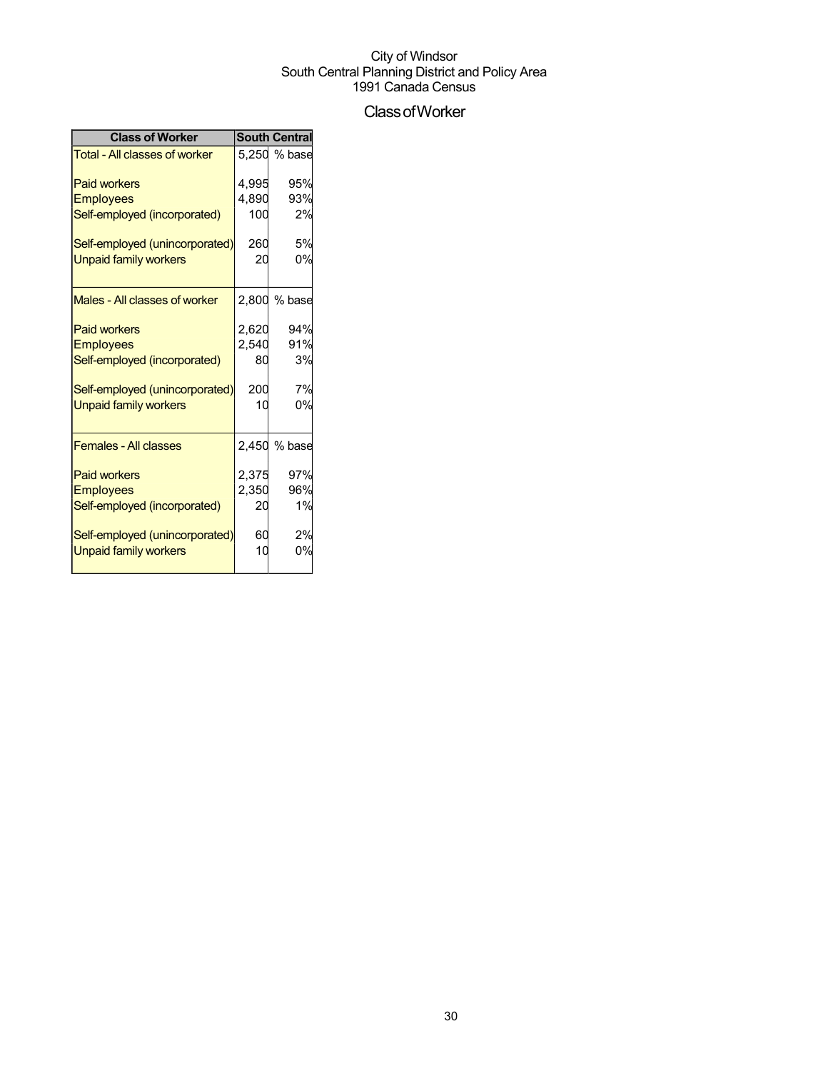City of Windsor
South Central Planning District and Policy Area
1991 Canada Census

# Class of Worker

| Class of Worker | South Central | |
|---|---|---|
| Total - All classes of worker | 5,250 | % base |
| Paid workers | 4,995 | 95% |
| Employees | 4,890 | 93% |
| Self-employed (incorporated) | 100 | 2% |
| Self-employed (unincorporated) | 260 | 5% |
| Unpaid family workers | 20 | 0% |
| Males - All classes of worker | 2,800 | % base |
| Paid workers | 2,620 | 94% |
| Employees | 2,540 | 91% |
| Self-employed (incorporated) | 80 | 3% |
| Self-employed (unincorporated) | 200 | 7% |
| Unpaid family workers | 10 | 0% |
| Females - All classes | 2,450 | % base |
| Paid workers | 2,375 | 97% |
| Employees | 2,350 | 96% |
| Self-employed (incorporated) | 20 | 1% |
| Self-employed (unincorporated) | 60 | 2% |
| Unpaid family workers | 10 | 0% |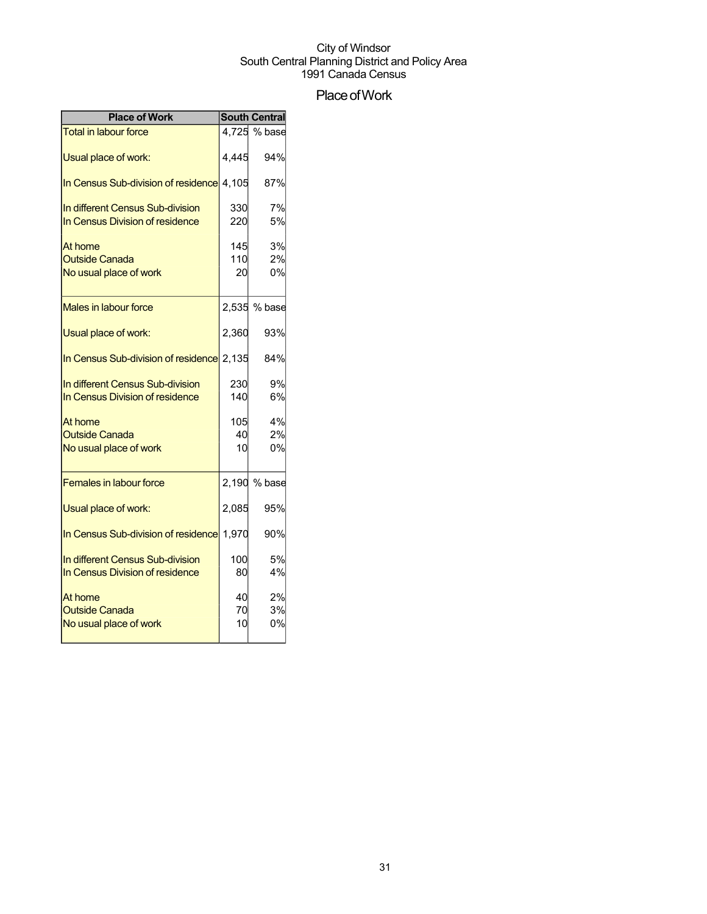City of Windsor
South Central Planning District and Policy Area
1991 Canada Census

# Place of Work

| Place of Work | South Central | |
|---|---|---|
| Total in labour force | 4,725 | % base |
| Usual place of work: | 4,445 | 94% |
| In Census Sub-division of residence | 4,105 | 87% |
| In different Census Sub-division | 330 | 7% |
| In Census Division of residence | 220 | 5% |
| At home | 145 | 3% |
| Outside Canada | 110 | 2% |
| No usual place of work | 20 | 0% |
| Males in labour force | 2,535 | % base |
| Usual place of work: | 2,360 | 93% |
| In Census Sub-division of residence | 2,135 | 84% |
| In different Census Sub-division | 230 | 9% |
| In Census Division of residence | 140 | 6% |
| At home | 105 | 4% |
| Outside Canada | 40 | 2% |
| No usual place of work | 10 | 0% |
| Females in labour force | 2,190 | % base |
| Usual place of work: | 2,085 | 95% |
| In Census Sub-division of residence | 1,970 | 90% |
| In different Census Sub-division | 100 | 5% |
| In Census Division of residence | 80 | 4% |
| At home | 40 | 2% |
| Outside Canada | 70 | 3% |
| No usual place of work | 10 | 0% |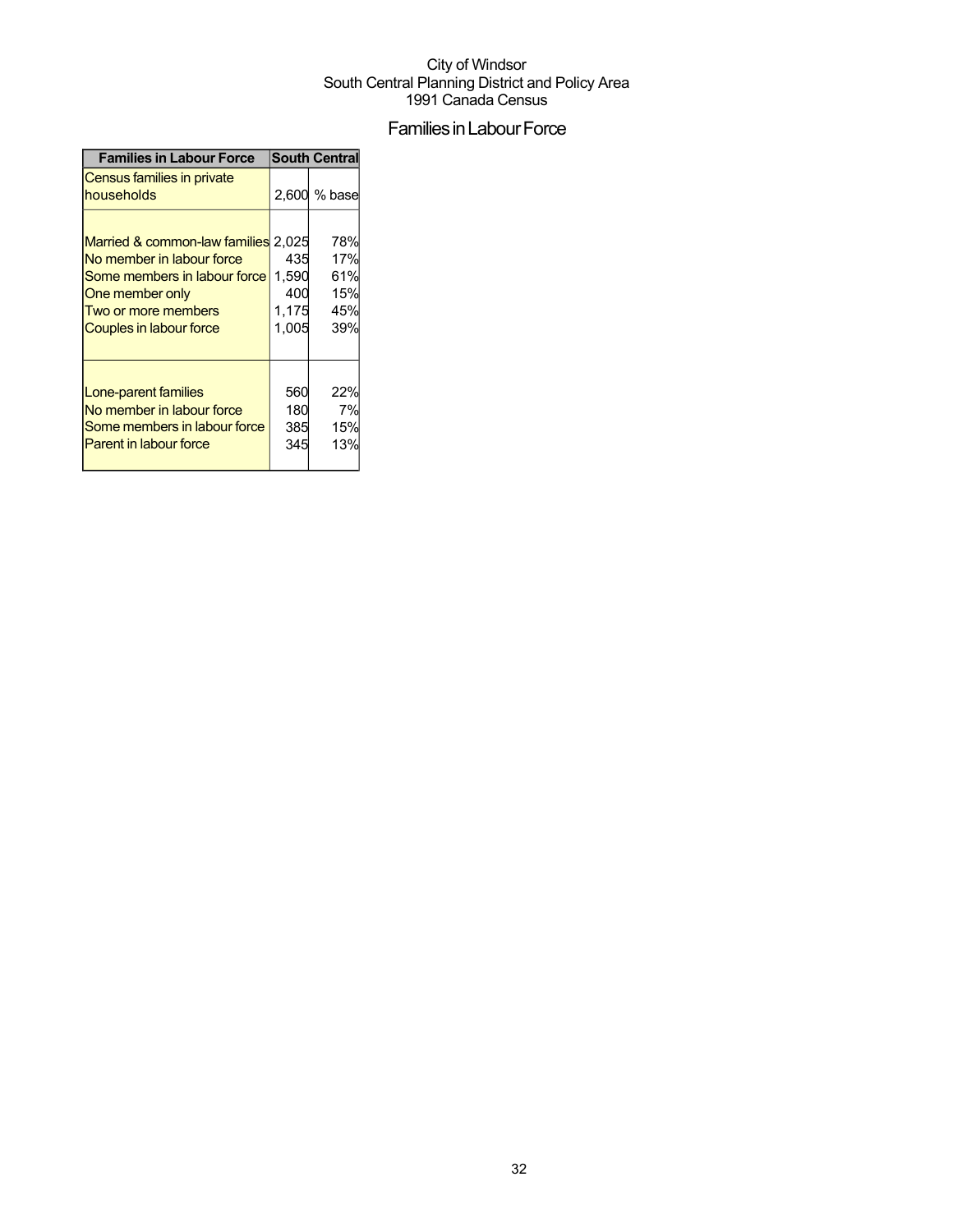City of Windsor
South Central Planning District and Policy Area
1991 Canada Census

# Families in Labour Force

| Families in Labour Force | South Central | |
|---|---|---|
| Census families in private households | 2,600 | % base |
| Married & common-law families | 2,025 | 78% |
| No member in labour force | 435 | 17% |
| Some members in labour force | 1,590 | 61% |
| One member only | 400 | 15% |
| Two or more members | 1,175 | 45% |
| Couples in labour force | 1,005 | 39% |
| Lone-parent families | 560 | 22% |
| No member in labour force | 180 | 7% |
| Some members in labour force | 385 | 15% |
| Parent in labour force | 345 | 13% |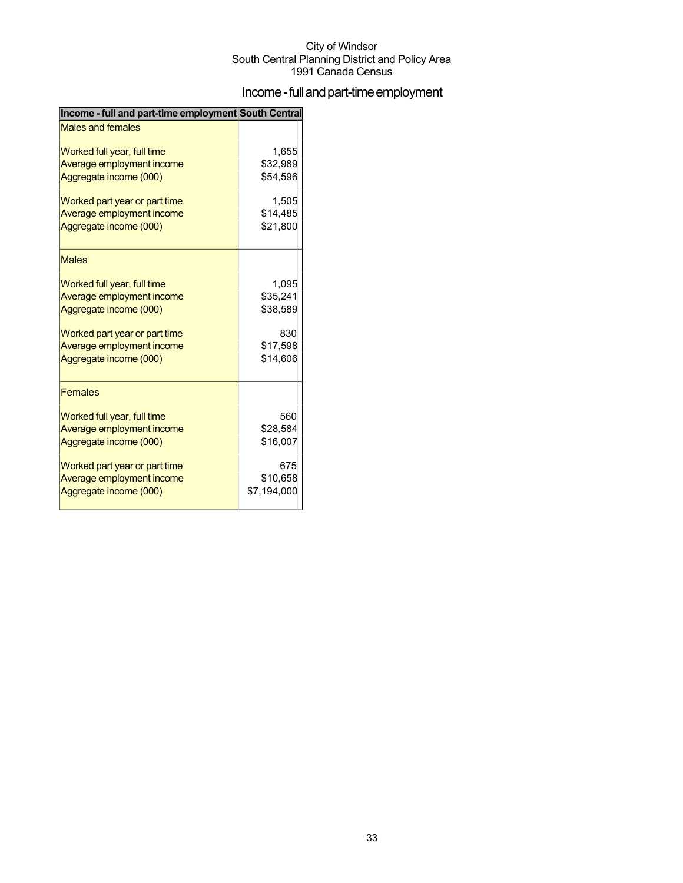City of Windsor
South Central Planning District and Policy Area
1991 Canada Census

# Income - full and part-time employment

| Income - full and part-time employment | South Central |
|---|---|
| Males and females | |
| Worked full year, full time | 1,655 |
| Average employment income | $32,989 |
| Aggregate income (000) | $54,596 |
| Worked part year or part time | 1,505 |
| Average employment income | $14,485 |
| Aggregate income (000) | $21,800 |
| Males | |
| Worked full year, full time | 1,095 |
| Average employment income | $35,241 |
| Aggregate income (000) | $38,589 |
| Worked part year or part time | 830 |
| Average employment income | $17,598 |
| Aggregate income (000) | $14,606 |
| Females | |
| Worked full year, full time | 560 |
| Average employment income | $28,584 |
| Aggregate income (000) | $16,007 |
| Worked part year or part time | 675 |
| Average employment income | $10,658 |
| Aggregate income (000) | $7,194,000 |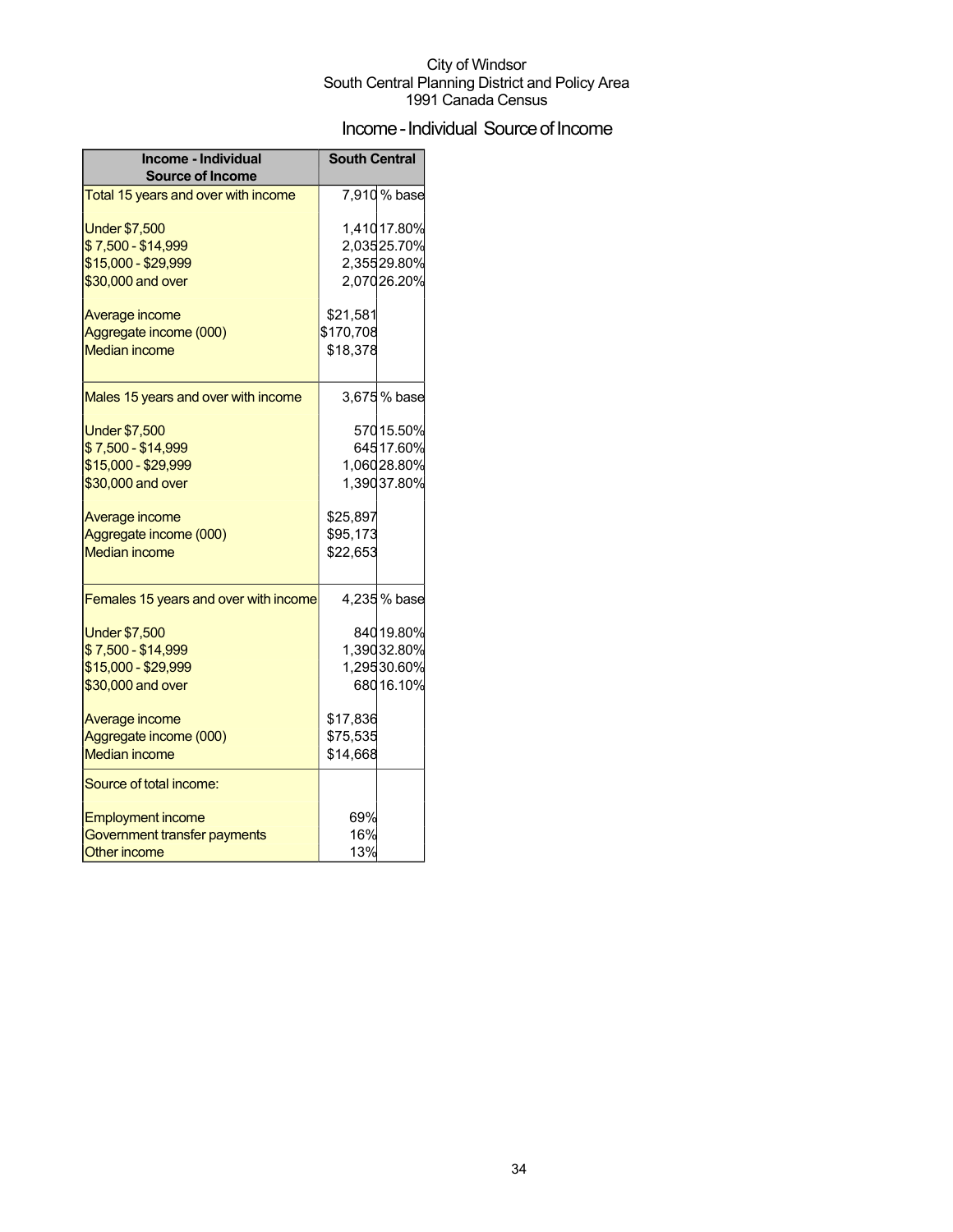City of Windsor
South Central Planning District and Policy Area
1991 Canada Census

## Income - Individual Source of Income

| Income - Individual Source of Income | South Central | |
|---|---|---|
| Total 15 years and over with income | 7,910 | % base |
| Under $7,500 | 1,410 | 17.80% |
| $ 7,500 - $14,999 | 2,035 | 25.70% |
| $15,000 - $29,999 | 2,355 | 29.80% |
| $30,000 and over | 2,070 | 26.20% |
| Average income | $21,581 | |
| Aggregate income (000) | $170,708 | |
| Median income | $18,378 | |
| Males 15 years and over with income | 3,675 | % base |
| Under $7,500 | 570 | 15.50% |
| $ 7,500 - $14,999 | 645 | 17.60% |
| $15,000 - $29,999 | 1,060 | 28.80% |
| $30,000 and over | 1,390 | 37.80% |
| Average income | $25,897 | |
| Aggregate income (000) | $95,173 | |
| Median income | $22,653 | |
| Females 15 years and over with income | 4,235 | % base |
| Under $7,500 | 840 | 19.80% |
| $ 7,500 - $14,999 | 1,390 | 32.80% |
| $15,000 - $29,999 | 1,295 | 30.60% |
| $30,000 and over | 680 | 16.10% |
| Average income | $17,836 | |
| Aggregate income (000) | $75,535 | |
| Median income | $14,668 | |
| Source of total income: | | |
| Employment income | 69% | |
| Government transfer payments | 16% | |
| Other income | 13% | |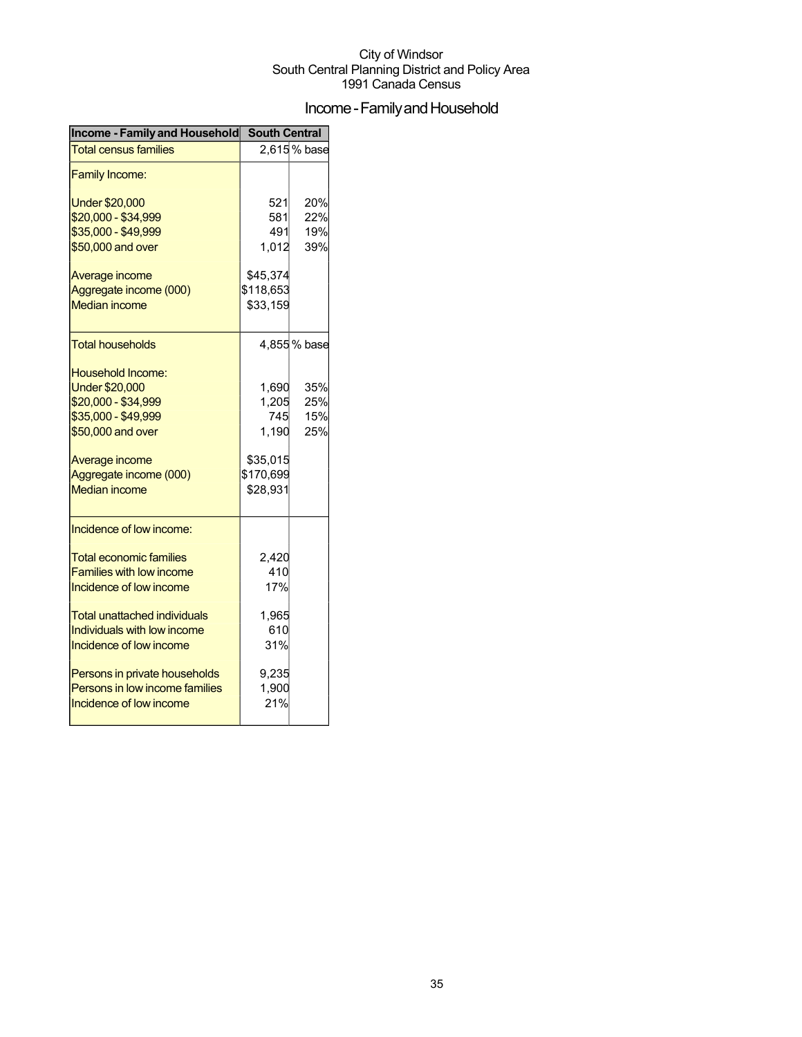City of Windsor
South Central Planning District and Policy Area
1991 Canada Census

# Income - Family and Household

| Income - Family and Household | South Central | |
|---|---|---|
| Total census families | 2,615 | % base |
| Family Income: | | |
| Under $20,000 | 521 | 20% |
| $20,000 - $34,999 | 581 | 22% |
| $35,000 - $49,999 | 491 | 19% |
| $50,000 and over | 1,012 | 39% |
| Average income | $45,374 | |
| Aggregate income (000) | $118,653 | |
| Median income | $33,159 | |
| Total households | 4,855 | % base |
| Household Income: | | |
| Under $20,000 | 1,690 | 35% |
| $20,000 - $34,999 | 1,205 | 25% |
| $35,000 - $49,999 | 745 | 15% |
| $50,000 and over | 1,190 | 25% |
| Average income | $35,015 | |
| Aggregate income (000) | $170,699 | |
| Median income | $28,931 | |
| Incidence of low income: | | |
| Total economic families | 2,420 | |
| Families with low income | 410 | |
| Incidence of low income | 17% | |
| Total unattached individuals | 1,965 | |
| Individuals with low income | 610 | |
| Incidence of low income | 31% | |
| Persons in private households | 9,235 | |
| Persons in low income families | 1,900 | |
| Incidence of low income | 21% | |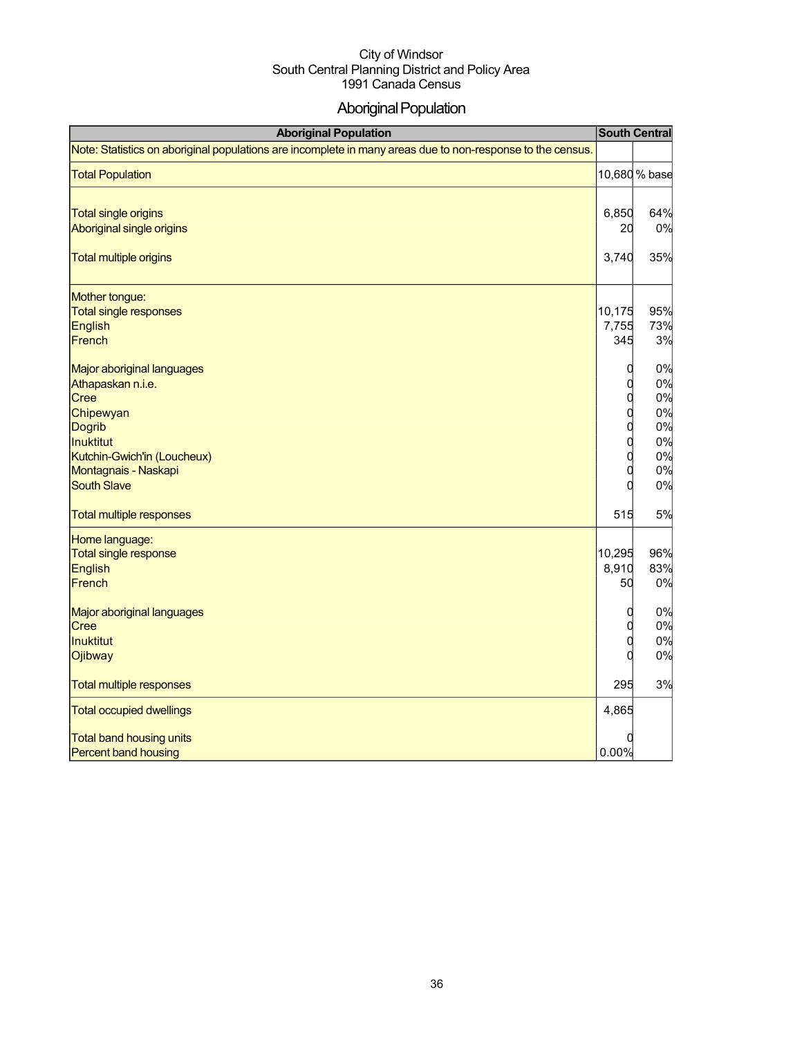City of Windsor
South Central Planning District and Policy Area
1991 Canada Census

# Aboriginal Population

| Aboriginal Population | South Central | |
|---|---|---|
| Note: Statistics on aboriginal populations are incomplete in many areas due to non-response to the census. | | |
| Total Population | 10,680 | % base |
| Total single origins | 6,850 | 64% |
| Aboriginal single origins | 20 | 0% |
| Total multiple origins | 3,740 | 35% |
| Mother tongue: | | |
| Total single responses | 10,175 | 95% |
| English | 7,755 | 73% |
| French | 345 | 3% |
| Major aboriginal languages | 0 | 0% |
| Athapaskan n.i.e. | 0 | 0% |
| Cree | 0 | 0% |
| Chipewyan | 0 | 0% |
| Dogrib | 0 | 0% |
| Inuktitut | 0 | 0% |
| Kutchin-Gwich'in (Loucheux) | 0 | 0% |
| Montagnais - Naskapi | 0 | 0% |
| South Slave | 0 | 0% |
| Total multiple responses | 515 | 5% |
| Home language: | | |
| Total single response | 10,295 | 96% |
| English | 8,910 | 83% |
| French | 50 | 0% |
| Major aboriginal languages | 0 | 0% |
| Cree | 0 | 0% |
| Inuktitut | 0 | 0% |
| Ojibway | 0 | 0% |
| Total multiple responses | 295 | 3% |
| Total occupied dwellings | 4,865 | |
| Total band housing units | 0 | |
| Percent band housing | 0.00% | |